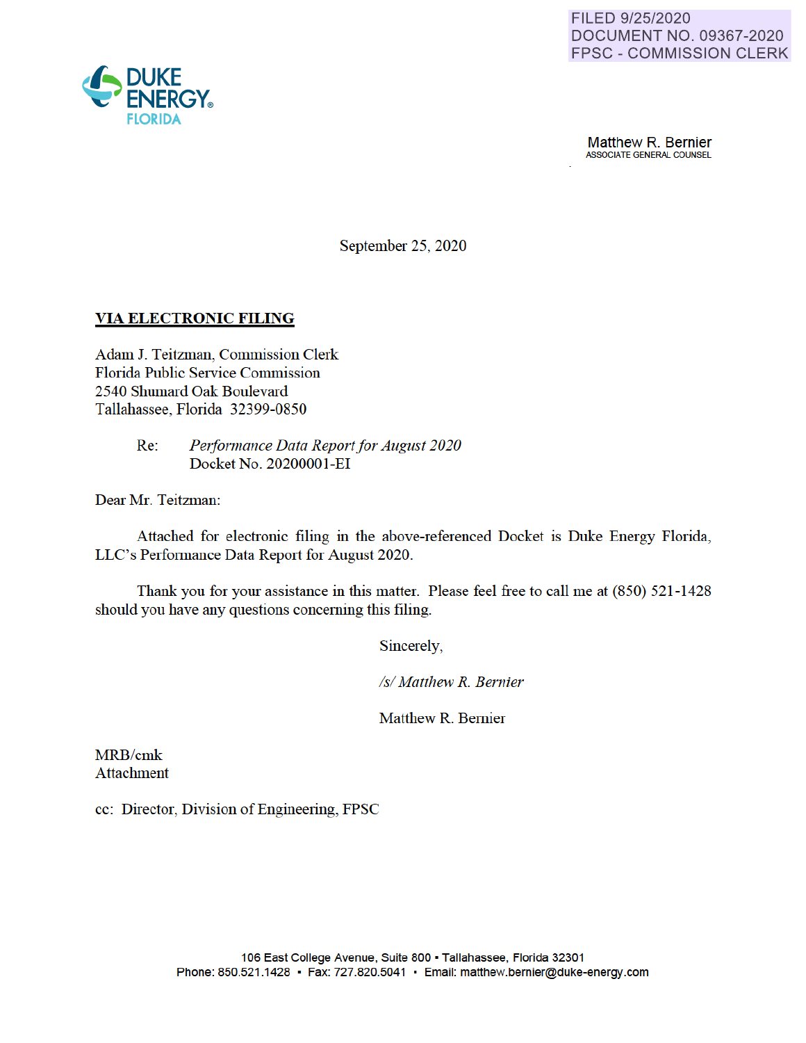FILED 9/25/2020
DOCUMENT NO. 09367-2020
FPSC - COMMISSION CLERK

DUKE ENERGY
FLORIDA

Matthew R. Bernier
ASSOCIATE GENERAL COUNSEL

September 25, 2020

**VIA ELECTRONIC FILING**

Adam J. Teitzman, Commission Clerk
Florida Public Service Commission
2540 Shumard Oak Boulevard
Tallahassee, Florida 32399-0850

Re: *Performance Data Report for August 2020*
Docket No. 20200001-EI

Dear Mr. Teitzman:

Attached for electronic filing in the above-referenced Docket is Duke Energy Florida, LLC's Performance Data Report for August 2020.

Thank you for your assistance in this matter. Please feel free to call me at (850) 521-1428 should you have any questions concerning this filing.

Sincerely,

*/s/ Matthew R. Bernier*

Matthew R. Bernier

MRB/cmk
Attachment

cc: Director, Division of Engineering, FPSC

106 East College Avenue, Suite 800 ▪ Tallahassee, Florida 32301
Phone: 850.521.1428 ▪ Fax: 727.820.5041 ▪ Email: matthew.bernier@duke-energy.com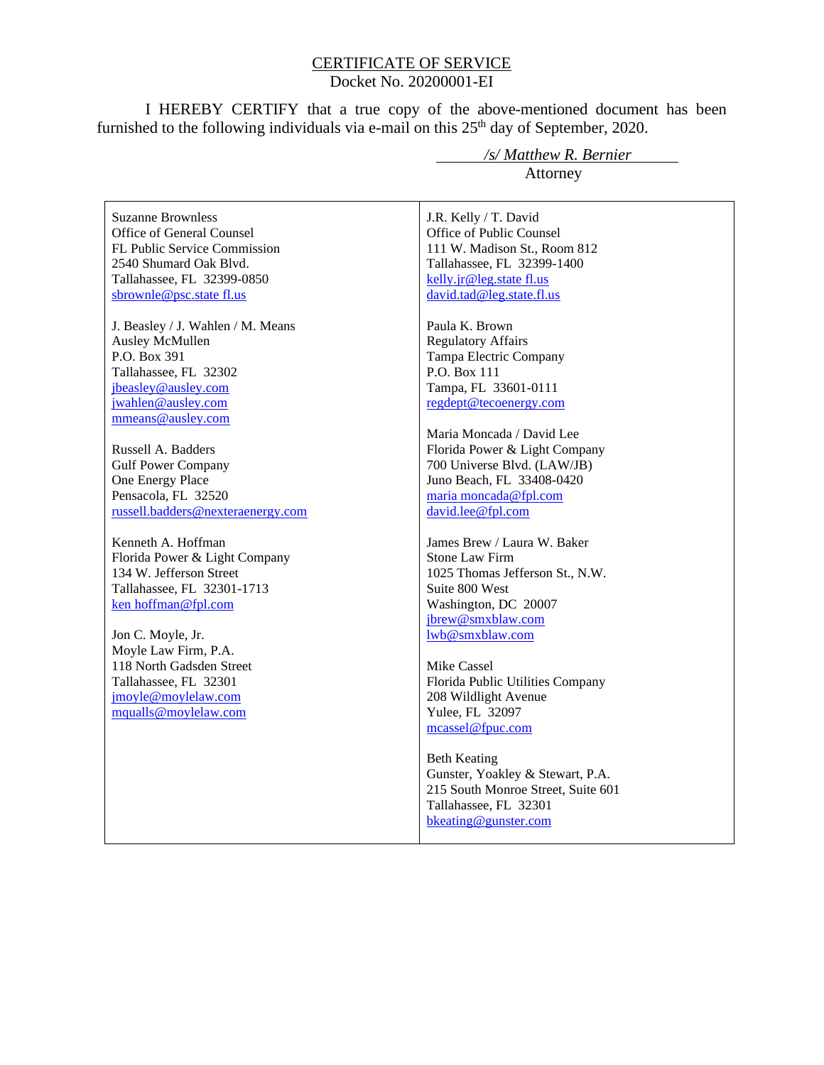# CERTIFICATE OF SERVICE

Docket No. 20200001-EI

I HEREBY CERTIFY that a true copy of the above-mentioned document has been furnished to the following individuals via e-mail on this 25th day of September, 2020.

*/s/ Matthew R. Bernier*
Attorney

Suzanne Brownless
Office of General Counsel
FL Public Service Commission
2540 Shumard Oak Blvd.
Tallahassee, FL 32399-0850
sbrownle@psc.state fl.us

J. Beasley / J. Wahlen / M. Means
Ausley McMullen
P.O. Box 391
Tallahassee, FL 32302
jbeasley@ausley.com
jwahlen@ausley.com
mmeans@ausley.com

Russell A. Badders
Gulf Power Company
One Energy Place
Pensacola, FL 32520
russell.badders@nexteraenergy.com

Kenneth A. Hoffman
Florida Power & Light Company
134 W. Jefferson Street
Tallahassee, FL 32301-1713
ken hoffman@fpl.com

Jon C. Moyle, Jr.
Moyle Law Firm, P.A.
118 North Gadsden Street
Tallahassee, FL 32301
jmoyle@moylelaw.com
mqualls@moylelaw.com

J.R. Kelly / T. David
Office of Public Counsel
111 W. Madison St., Room 812
Tallahassee, FL 32399-1400
kelly.jr@leg.state fl.us
david.tad@leg.state.fl.us

Paula K. Brown
Regulatory Affairs
Tampa Electric Company
P.O. Box 111
Tampa, FL 33601-0111
regdept@tecoenergy.com

Maria Moncada / David Lee
Florida Power & Light Company
700 Universe Blvd. (LAW/JB)
Juno Beach, FL 33408-0420
maria moncada@fpl.com
david.lee@fpl.com

James Brew / Laura W. Baker
Stone Law Firm
1025 Thomas Jefferson St., N.W.
Suite 800 West
Washington, DC 20007
jbrew@smxblaw.com
lwb@smxblaw.com

Mike Cassel
Florida Public Utilities Company
208 Wildlight Avenue
Yulee, FL 32097
mcassel@fpuc.com

Beth Keating
Gunster, Yoakley & Stewart, P.A.
215 South Monroe Street, Suite 601
Tallahassee, FL 32301
bkeating@gunster.com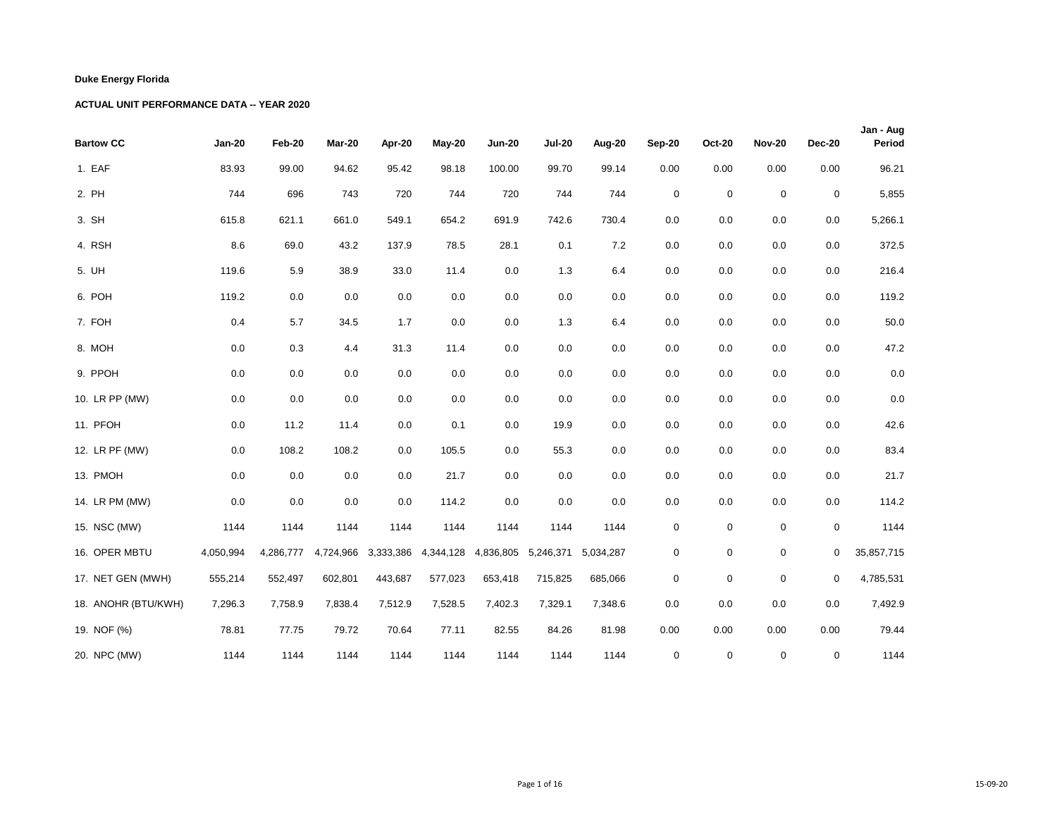**Duke Energy Florida**

**ACTUAL UNIT PERFORMANCE DATA -- YEAR 2020**

| Bartow CC | Jan-20 | Feb-20 | Mar-20 | Apr-20 | May-20 | Jun-20 | Jul-20 | Aug-20 | Sep-20 | Oct-20 | Nov-20 | Dec-20 | Jan - Aug Period |
|---|---|---|---|---|---|---|---|---|---|---|---|---|---|
| 1. EAF | 83.93 | 99.00 | 94.62 | 95.42 | 98.18 | 100.00 | 99.70 | 99.14 | 0.00 | 0.00 | 0.00 | 0.00 | 96.21 |
| 2. PH | 744 | 696 | 743 | 720 | 744 | 720 | 744 | 744 | 0 | 0 | 0 | 0 | 5,855 |
| 3. SH | 615.8 | 621.1 | 661.0 | 549.1 | 654.2 | 691.9 | 742.6 | 730.4 | 0.0 | 0.0 | 0.0 | 0.0 | 5,266.1 |
| 4. RSH | 8.6 | 69.0 | 43.2 | 137.9 | 78.5 | 28.1 | 0.1 | 7.2 | 0.0 | 0.0 | 0.0 | 0.0 | 372.5 |
| 5. UH | 119.6 | 5.9 | 38.9 | 33.0 | 11.4 | 0.0 | 1.3 | 6.4 | 0.0 | 0.0 | 0.0 | 0.0 | 216.4 |
| 6. POH | 119.2 | 0.0 | 0.0 | 0.0 | 0.0 | 0.0 | 0.0 | 0.0 | 0.0 | 0.0 | 0.0 | 0.0 | 119.2 |
| 7. FOH | 0.4 | 5.7 | 34.5 | 1.7 | 0.0 | 0.0 | 1.3 | 6.4 | 0.0 | 0.0 | 0.0 | 0.0 | 50.0 |
| 8. MOH | 0.0 | 0.3 | 4.4 | 31.3 | 11.4 | 0.0 | 0.0 | 0.0 | 0.0 | 0.0 | 0.0 | 0.0 | 47.2 |
| 9. PPOH | 0.0 | 0.0 | 0.0 | 0.0 | 0.0 | 0.0 | 0.0 | 0.0 | 0.0 | 0.0 | 0.0 | 0.0 | 0.0 |
| 10. LR PP (MW) | 0.0 | 0.0 | 0.0 | 0.0 | 0.0 | 0.0 | 0.0 | 0.0 | 0.0 | 0.0 | 0.0 | 0.0 | 0.0 |
| 11. PFOH | 0.0 | 11.2 | 11.4 | 0.0 | 0.1 | 0.0 | 19.9 | 0.0 | 0.0 | 0.0 | 0.0 | 0.0 | 42.6 |
| 12. LR PF (MW) | 0.0 | 108.2 | 108.2 | 0.0 | 105.5 | 0.0 | 55.3 | 0.0 | 0.0 | 0.0 | 0.0 | 0.0 | 83.4 |
| 13. PMOH | 0.0 | 0.0 | 0.0 | 0.0 | 21.7 | 0.0 | 0.0 | 0.0 | 0.0 | 0.0 | 0.0 | 0.0 | 21.7 |
| 14. LR PM (MW) | 0.0 | 0.0 | 0.0 | 0.0 | 114.2 | 0.0 | 0.0 | 0.0 | 0.0 | 0.0 | 0.0 | 0.0 | 114.2 |
| 15. NSC (MW) | 1144 | 1144 | 1144 | 1144 | 1144 | 1144 | 1144 | 1144 | 0 | 0 | 0 | 0 | 1144 |
| 16. OPER MBTU | 4,050,994 | 4,286,777 | 4,724,966 | 3,333,386 | 4,344,128 | 4,836,805 | 5,246,371 | 5,034,287 | 0 | 0 | 0 | 0 | 35,857,715 |
| 17. NET GEN (MWH) | 555,214 | 552,497 | 602,801 | 443,687 | 577,023 | 653,418 | 715,825 | 685,066 | 0 | 0 | 0 | 0 | 4,785,531 |
| 18. ANOHR (BTU/KWH) | 7,296.3 | 7,758.9 | 7,838.4 | 7,512.9 | 7,528.5 | 7,402.3 | 7,329.1 | 7,348.6 | 0.0 | 0.0 | 0.0 | 0.0 | 7,492.9 |
| 19. NOF (%) | 78.81 | 77.75 | 79.72 | 70.64 | 77.11 | 82.55 | 84.26 | 81.98 | 0.00 | 0.00 | 0.00 | 0.00 | 79.44 |
| 20. NPC (MW) | 1144 | 1144 | 1144 | 1144 | 1144 | 1144 | 1144 | 1144 | 0 | 0 | 0 | 0 | 1144 |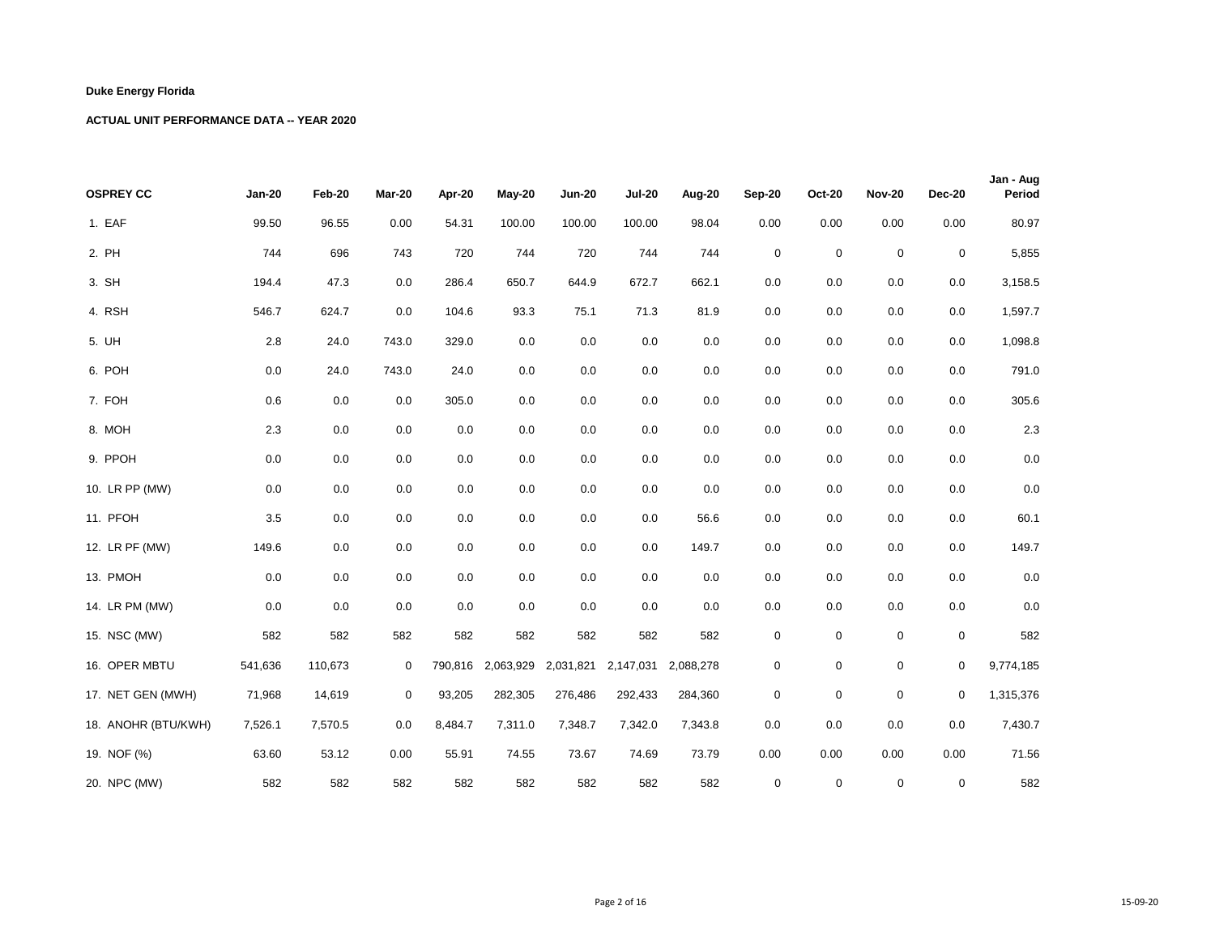**Duke Energy Florida**

**ACTUAL UNIT PERFORMANCE DATA -- YEAR 2020**

| OSPREY CC | Jan-20 | Feb-20 | Mar-20 | Apr-20 | May-20 | Jun-20 | Jul-20 | Aug-20 | Sep-20 | Oct-20 | Nov-20 | Dec-20 | Jan - Aug Period |
|---|---|---|---|---|---|---|---|---|---|---|---|---|---|
| 1. EAF | 99.50 | 96.55 | 0.00 | 54.31 | 100.00 | 100.00 | 100.00 | 98.04 | 0.00 | 0.00 | 0.00 | 0.00 | 80.97 |
| 2. PH | 744 | 696 | 743 | 720 | 744 | 720 | 744 | 744 | 0 | 0 | 0 | 0 | 5,855 |
| 3. SH | 194.4 | 47.3 | 0.0 | 286.4 | 650.7 | 644.9 | 672.7 | 662.1 | 0.0 | 0.0 | 0.0 | 0.0 | 3,158.5 |
| 4. RSH | 546.7 | 624.7 | 0.0 | 104.6 | 93.3 | 75.1 | 71.3 | 81.9 | 0.0 | 0.0 | 0.0 | 0.0 | 1,597.7 |
| 5. UH | 2.8 | 24.0 | 743.0 | 329.0 | 0.0 | 0.0 | 0.0 | 0.0 | 0.0 | 0.0 | 0.0 | 0.0 | 1,098.8 |
| 6. POH | 0.0 | 24.0 | 743.0 | 24.0 | 0.0 | 0.0 | 0.0 | 0.0 | 0.0 | 0.0 | 0.0 | 0.0 | 791.0 |
| 7. FOH | 0.6 | 0.0 | 0.0 | 305.0 | 0.0 | 0.0 | 0.0 | 0.0 | 0.0 | 0.0 | 0.0 | 0.0 | 305.6 |
| 8. MOH | 2.3 | 0.0 | 0.0 | 0.0 | 0.0 | 0.0 | 0.0 | 0.0 | 0.0 | 0.0 | 0.0 | 0.0 | 2.3 |
| 9. PPOH | 0.0 | 0.0 | 0.0 | 0.0 | 0.0 | 0.0 | 0.0 | 0.0 | 0.0 | 0.0 | 0.0 | 0.0 | 0.0 |
| 10. LR PP (MW) | 0.0 | 0.0 | 0.0 | 0.0 | 0.0 | 0.0 | 0.0 | 0.0 | 0.0 | 0.0 | 0.0 | 0.0 | 0.0 |
| 11. PFOH | 3.5 | 0.0 | 0.0 | 0.0 | 0.0 | 0.0 | 0.0 | 56.6 | 0.0 | 0.0 | 0.0 | 0.0 | 60.1 |
| 12. LR PF (MW) | 149.6 | 0.0 | 0.0 | 0.0 | 0.0 | 0.0 | 0.0 | 149.7 | 0.0 | 0.0 | 0.0 | 0.0 | 149.7 |
| 13. PMOH | 0.0 | 0.0 | 0.0 | 0.0 | 0.0 | 0.0 | 0.0 | 0.0 | 0.0 | 0.0 | 0.0 | 0.0 | 0.0 |
| 14. LR PM (MW) | 0.0 | 0.0 | 0.0 | 0.0 | 0.0 | 0.0 | 0.0 | 0.0 | 0.0 | 0.0 | 0.0 | 0.0 | 0.0 |
| 15. NSC (MW) | 582 | 582 | 582 | 582 | 582 | 582 | 582 | 582 | 0 | 0 | 0 | 0 | 582 |
| 16. OPER MBTU | 541,636 | 110,673 | 0 | 790,816 | 2,063,929 | 2,031,821 | 2,147,031 | 2,088,278 | 0 | 0 | 0 | 0 | 9,774,185 |
| 17. NET GEN (MWH) | 71,968 | 14,619 | 0 | 93,205 | 282,305 | 276,486 | 292,433 | 284,360 | 0 | 0 | 0 | 0 | 1,315,376 |
| 18. ANOHR (BTU/KWH) | 7,526.1 | 7,570.5 | 0.0 | 8,484.7 | 7,311.0 | 7,348.7 | 7,342.0 | 7,343.8 | 0.0 | 0.0 | 0.0 | 0.0 | 7,430.7 |
| 19. NOF (%) | 63.60 | 53.12 | 0.00 | 55.91 | 74.55 | 73.67 | 74.69 | 73.79 | 0.00 | 0.00 | 0.00 | 0.00 | 71.56 |
| 20. NPC (MW) | 582 | 582 | 582 | 582 | 582 | 582 | 582 | 582 | 0 | 0 | 0 | 0 | 582 |

15-09-20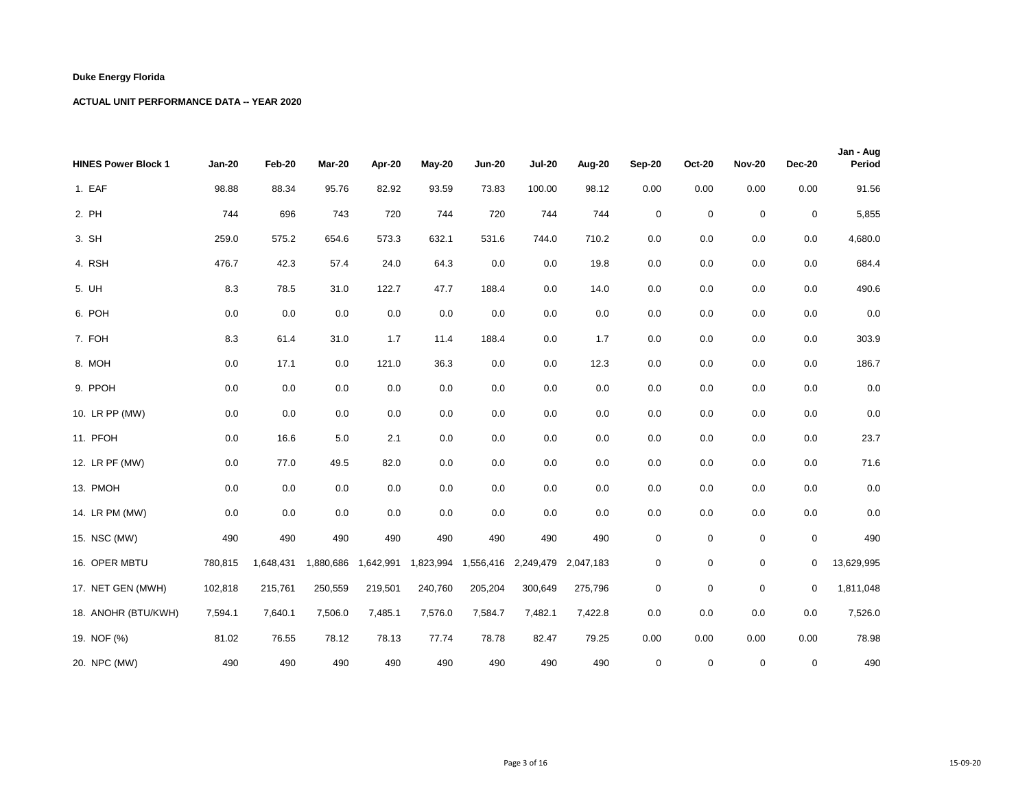**Duke Energy Florida**

**ACTUAL UNIT PERFORMANCE DATA -- YEAR 2020**

| HINES Power Block 1 | Jan-20 | Feb-20 | Mar-20 | Apr-20 | May-20 | Jun-20 | Jul-20 | Aug-20 | Sep-20 | Oct-20 | Nov-20 | Dec-20 | Jan - Aug Period |
|---|---|---|---|---|---|---|---|---|---|---|---|---|---|
| 1. EAF | 98.88 | 88.34 | 95.76 | 82.92 | 93.59 | 73.83 | 100.00 | 98.12 | 0.00 | 0.00 | 0.00 | 0.00 | 91.56 |
| 2. PH | 744 | 696 | 743 | 720 | 744 | 720 | 744 | 744 | 0 | 0 | 0 | 0 | 5,855 |
| 3. SH | 259.0 | 575.2 | 654.6 | 573.3 | 632.1 | 531.6 | 744.0 | 710.2 | 0.0 | 0.0 | 0.0 | 0.0 | 4,680.0 |
| 4. RSH | 476.7 | 42.3 | 57.4 | 24.0 | 64.3 | 0.0 | 0.0 | 19.8 | 0.0 | 0.0 | 0.0 | 0.0 | 684.4 |
| 5. UH | 8.3 | 78.5 | 31.0 | 122.7 | 47.7 | 188.4 | 0.0 | 14.0 | 0.0 | 0.0 | 0.0 | 0.0 | 490.6 |
| 6. POH | 0.0 | 0.0 | 0.0 | 0.0 | 0.0 | 0.0 | 0.0 | 0.0 | 0.0 | 0.0 | 0.0 | 0.0 | 0.0 |
| 7. FOH | 8.3 | 61.4 | 31.0 | 1.7 | 11.4 | 188.4 | 0.0 | 1.7 | 0.0 | 0.0 | 0.0 | 0.0 | 303.9 |
| 8. MOH | 0.0 | 17.1 | 0.0 | 121.0 | 36.3 | 0.0 | 0.0 | 12.3 | 0.0 | 0.0 | 0.0 | 0.0 | 186.7 |
| 9. PPOH | 0.0 | 0.0 | 0.0 | 0.0 | 0.0 | 0.0 | 0.0 | 0.0 | 0.0 | 0.0 | 0.0 | 0.0 | 0.0 |
| 10. LR PP (MW) | 0.0 | 0.0 | 0.0 | 0.0 | 0.0 | 0.0 | 0.0 | 0.0 | 0.0 | 0.0 | 0.0 | 0.0 | 0.0 |
| 11. PFOH | 0.0 | 16.6 | 5.0 | 2.1 | 0.0 | 0.0 | 0.0 | 0.0 | 0.0 | 0.0 | 0.0 | 0.0 | 23.7 |
| 12. LR PF (MW) | 0.0 | 77.0 | 49.5 | 82.0 | 0.0 | 0.0 | 0.0 | 0.0 | 0.0 | 0.0 | 0.0 | 0.0 | 71.6 |
| 13. PMOH | 0.0 | 0.0 | 0.0 | 0.0 | 0.0 | 0.0 | 0.0 | 0.0 | 0.0 | 0.0 | 0.0 | 0.0 | 0.0 |
| 14. LR PM (MW) | 0.0 | 0.0 | 0.0 | 0.0 | 0.0 | 0.0 | 0.0 | 0.0 | 0.0 | 0.0 | 0.0 | 0.0 | 0.0 |
| 15. NSC (MW) | 490 | 490 | 490 | 490 | 490 | 490 | 490 | 490 | 0 | 0 | 0 | 0 | 490 |
| 16. OPER MBTU | 780,815 | 1,648,431 | 1,880,686 | 1,642,991 | 1,823,994 | 1,556,416 | 2,249,479 | 2,047,183 | 0 | 0 | 0 | 0 | 13,629,995 |
| 17. NET GEN (MWH) | 102,818 | 215,761 | 250,559 | 219,501 | 240,760 | 205,204 | 300,649 | 275,796 | 0 | 0 | 0 | 0 | 1,811,048 |
| 18. ANOHR (BTU/KWH) | 7,594.1 | 7,640.1 | 7,506.0 | 7,485.1 | 7,576.0 | 7,584.7 | 7,482.1 | 7,422.8 | 0.0 | 0.0 | 0.0 | 0.0 | 7,526.0 |
| 19. NOF (%) | 81.02 | 76.55 | 78.12 | 78.13 | 77.74 | 78.78 | 82.47 | 79.25 | 0.00 | 0.00 | 0.00 | 0.00 | 78.98 |
| 20. NPC (MW) | 490 | 490 | 490 | 490 | 490 | 490 | 490 | 490 | 0 | 0 | 0 | 0 | 490 |

15-09-20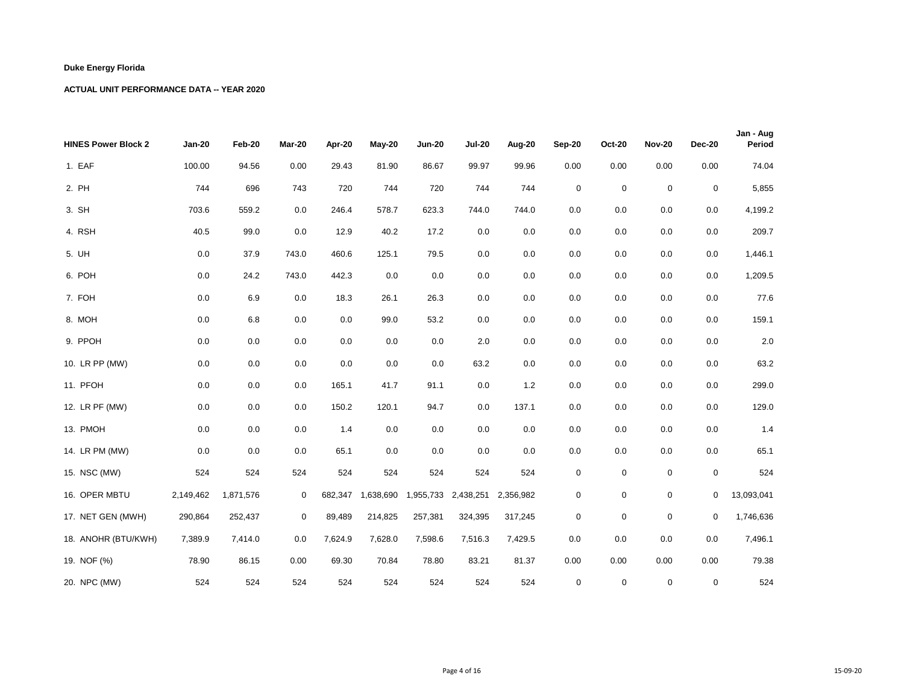**Duke Energy Florida**

**ACTUAL UNIT PERFORMANCE DATA -- YEAR 2020**

| HINES Power Block 2 | Jan-20 | Feb-20 | Mar-20 | Apr-20 | May-20 | Jun-20 | Jul-20 | Aug-20 | Sep-20 | Oct-20 | Nov-20 | Dec-20 | Jan - Aug Period |
|---|---|---|---|---|---|---|---|---|---|---|---|---|---|
| 1. EAF | 100.00 | 94.56 | 0.00 | 29.43 | 81.90 | 86.67 | 99.97 | 99.96 | 0.00 | 0.00 | 0.00 | 0.00 | 74.04 |
| 2. PH | 744 | 696 | 743 | 720 | 744 | 720 | 744 | 744 | 0 | 0 | 0 | 0 | 5,855 |
| 3. SH | 703.6 | 559.2 | 0.0 | 246.4 | 578.7 | 623.3 | 744.0 | 744.0 | 0.0 | 0.0 | 0.0 | 0.0 | 4,199.2 |
| 4. RSH | 40.5 | 99.0 | 0.0 | 12.9 | 40.2 | 17.2 | 0.0 | 0.0 | 0.0 | 0.0 | 0.0 | 0.0 | 209.7 |
| 5. UH | 0.0 | 37.9 | 743.0 | 460.6 | 125.1 | 79.5 | 0.0 | 0.0 | 0.0 | 0.0 | 0.0 | 0.0 | 1,446.1 |
| 6. POH | 0.0 | 24.2 | 743.0 | 442.3 | 0.0 | 0.0 | 0.0 | 0.0 | 0.0 | 0.0 | 0.0 | 0.0 | 1,209.5 |
| 7. FOH | 0.0 | 6.9 | 0.0 | 18.3 | 26.1 | 26.3 | 0.0 | 0.0 | 0.0 | 0.0 | 0.0 | 0.0 | 77.6 |
| 8. MOH | 0.0 | 6.8 | 0.0 | 0.0 | 99.0 | 53.2 | 0.0 | 0.0 | 0.0 | 0.0 | 0.0 | 0.0 | 159.1 |
| 9. PPOH | 0.0 | 0.0 | 0.0 | 0.0 | 0.0 | 0.0 | 2.0 | 0.0 | 0.0 | 0.0 | 0.0 | 0.0 | 2.0 |
| 10. LR PP (MW) | 0.0 | 0.0 | 0.0 | 0.0 | 0.0 | 0.0 | 63.2 | 0.0 | 0.0 | 0.0 | 0.0 | 0.0 | 63.2 |
| 11. PFOH | 0.0 | 0.0 | 0.0 | 165.1 | 41.7 | 91.1 | 0.0 | 1.2 | 0.0 | 0.0 | 0.0 | 0.0 | 299.0 |
| 12. LR PF (MW) | 0.0 | 0.0 | 0.0 | 150.2 | 120.1 | 94.7 | 0.0 | 137.1 | 0.0 | 0.0 | 0.0 | 0.0 | 129.0 |
| 13. PMOH | 0.0 | 0.0 | 0.0 | 1.4 | 0.0 | 0.0 | 0.0 | 0.0 | 0.0 | 0.0 | 0.0 | 0.0 | 1.4 |
| 14. LR PM (MW) | 0.0 | 0.0 | 0.0 | 65.1 | 0.0 | 0.0 | 0.0 | 0.0 | 0.0 | 0.0 | 0.0 | 0.0 | 65.1 |
| 15. NSC (MW) | 524 | 524 | 524 | 524 | 524 | 524 | 524 | 524 | 0 | 0 | 0 | 0 | 524 |
| 16. OPER MBTU | 2,149,462 | 1,871,576 | 0 | 682,347 | 1,638,690 | 1,955,733 | 2,438,251 | 2,356,982 | 0 | 0 | 0 | 0 | 13,093,041 |
| 17. NET GEN (MWH) | 290,864 | 252,437 | 0 | 89,489 | 214,825 | 257,381 | 324,395 | 317,245 | 0 | 0 | 0 | 0 | 1,746,636 |
| 18. ANOHR (BTU/KWH) | 7,389.9 | 7,414.0 | 0.0 | 7,624.9 | 7,628.0 | 7,598.6 | 7,516.3 | 7,429.5 | 0.0 | 0.0 | 0.0 | 0.0 | 7,496.1 |
| 19. NOF (%) | 78.90 | 86.15 | 0.00 | 69.30 | 70.84 | 78.80 | 83.21 | 81.37 | 0.00 | 0.00 | 0.00 | 0.00 | 79.38 |
| 20. NPC (MW) | 524 | 524 | 524 | 524 | 524 | 524 | 524 | 524 | 0 | 0 | 0 | 0 | 524 |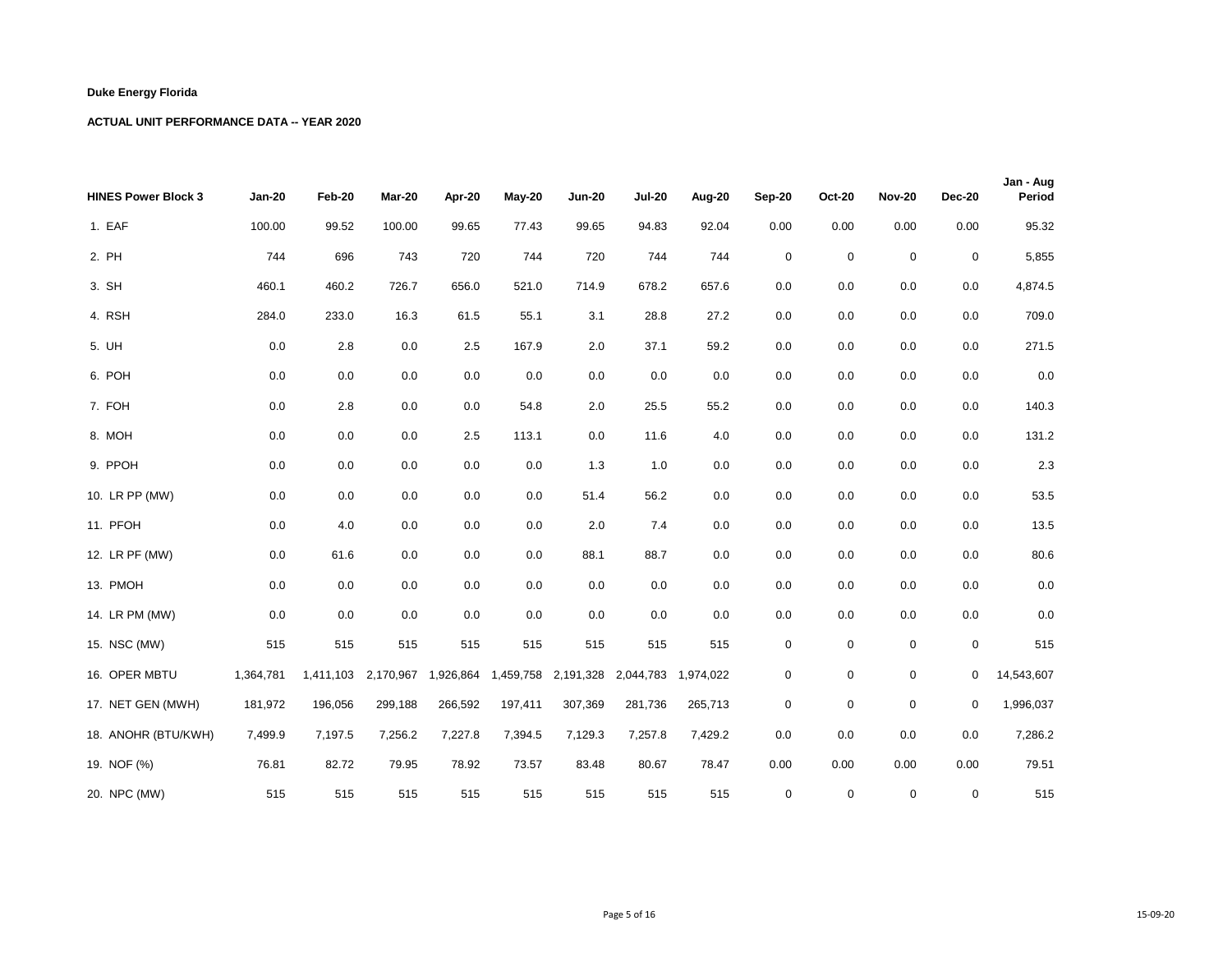**Duke Energy Florida**

**ACTUAL UNIT PERFORMANCE DATA -- YEAR 2020**

| HINES Power Block 3 | Jan-20 | Feb-20 | Mar-20 | Apr-20 | May-20 | Jun-20 | Jul-20 | Aug-20 | Sep-20 | Oct-20 | Nov-20 | Dec-20 | Jan - Aug Period |
|---|---|---|---|---|---|---|---|---|---|---|---|---|---|
| 1. EAF | 100.00 | 99.52 | 100.00 | 99.65 | 77.43 | 99.65 | 94.83 | 92.04 | 0.00 | 0.00 | 0.00 | 0.00 | 95.32 |
| 2. PH | 744 | 696 | 743 | 720 | 744 | 720 | 744 | 744 | 0 | 0 | 0 | 0 | 5,855 |
| 3. SH | 460.1 | 460.2 | 726.7 | 656.0 | 521.0 | 714.9 | 678.2 | 657.6 | 0.0 | 0.0 | 0.0 | 0.0 | 4,874.5 |
| 4. RSH | 284.0 | 233.0 | 16.3 | 61.5 | 55.1 | 3.1 | 28.8 | 27.2 | 0.0 | 0.0 | 0.0 | 0.0 | 709.0 |
| 5. UH | 0.0 | 2.8 | 0.0 | 2.5 | 167.9 | 2.0 | 37.1 | 59.2 | 0.0 | 0.0 | 0.0 | 0.0 | 271.5 |
| 6. POH | 0.0 | 0.0 | 0.0 | 0.0 | 0.0 | 0.0 | 0.0 | 0.0 | 0.0 | 0.0 | 0.0 | 0.0 | 0.0 |
| 7. FOH | 0.0 | 2.8 | 0.0 | 0.0 | 54.8 | 2.0 | 25.5 | 55.2 | 0.0 | 0.0 | 0.0 | 0.0 | 140.3 |
| 8. MOH | 0.0 | 0.0 | 0.0 | 2.5 | 113.1 | 0.0 | 11.6 | 4.0 | 0.0 | 0.0 | 0.0 | 0.0 | 131.2 |
| 9. PPOH | 0.0 | 0.0 | 0.0 | 0.0 | 0.0 | 1.3 | 1.0 | 0.0 | 0.0 | 0.0 | 0.0 | 0.0 | 2.3 |
| 10. LR PP (MW) | 0.0 | 0.0 | 0.0 | 0.0 | 0.0 | 51.4 | 56.2 | 0.0 | 0.0 | 0.0 | 0.0 | 0.0 | 53.5 |
| 11. PFOH | 0.0 | 4.0 | 0.0 | 0.0 | 0.0 | 2.0 | 7.4 | 0.0 | 0.0 | 0.0 | 0.0 | 0.0 | 13.5 |
| 12. LR PF (MW) | 0.0 | 61.6 | 0.0 | 0.0 | 0.0 | 88.1 | 88.7 | 0.0 | 0.0 | 0.0 | 0.0 | 0.0 | 80.6 |
| 13. PMOH | 0.0 | 0.0 | 0.0 | 0.0 | 0.0 | 0.0 | 0.0 | 0.0 | 0.0 | 0.0 | 0.0 | 0.0 | 0.0 |
| 14. LR PM (MW) | 0.0 | 0.0 | 0.0 | 0.0 | 0.0 | 0.0 | 0.0 | 0.0 | 0.0 | 0.0 | 0.0 | 0.0 | 0.0 |
| 15. NSC (MW) | 515 | 515 | 515 | 515 | 515 | 515 | 515 | 515 | 0 | 0 | 0 | 0 | 515 |
| 16. OPER MBTU | 1,364,781 | 1,411,103 | 2,170,967 | 1,926,864 | 1,459,758 | 2,191,328 | 2,044,783 | 1,974,022 | 0 | 0 | 0 | 0 | 14,543,607 |
| 17. NET GEN (MWH) | 181,972 | 196,056 | 299,188 | 266,592 | 197,411 | 307,369 | 281,736 | 265,713 | 0 | 0 | 0 | 0 | 1,996,037 |
| 18. ANOHR (BTU/KWH) | 7,499.9 | 7,197.5 | 7,256.2 | 7,227.8 | 7,394.5 | 7,129.3 | 7,257.8 | 7,429.2 | 0.0 | 0.0 | 0.0 | 0.0 | 7,286.2 |
| 19. NOF (%) | 76.81 | 82.72 | 79.95 | 78.92 | 73.57 | 83.48 | 80.67 | 78.47 | 0.00 | 0.00 | 0.00 | 0.00 | 79.51 |
| 20. NPC (MW) | 515 | 515 | 515 | 515 | 515 | 515 | 515 | 515 | 0 | 0 | 0 | 0 | 515 |

15-09-20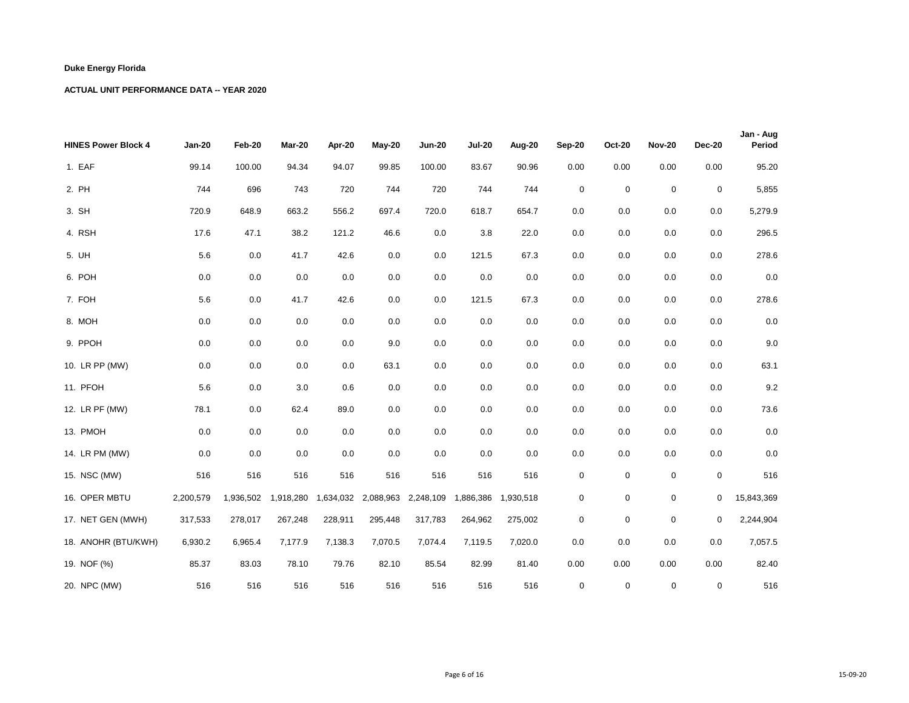**Duke Energy Florida**

**ACTUAL UNIT PERFORMANCE DATA -- YEAR 2020**

| HINES Power Block 4 | Jan-20 | Feb-20 | Mar-20 | Apr-20 | May-20 | Jun-20 | Jul-20 | Aug-20 | Sep-20 | Oct-20 | Nov-20 | Dec-20 | Jan - Aug Period |
|---|---|---|---|---|---|---|---|---|---|---|---|---|---|
| 1. EAF | 99.14 | 100.00 | 94.34 | 94.07 | 99.85 | 100.00 | 83.67 | 90.96 | 0.00 | 0.00 | 0.00 | 0.00 | 95.20 |
| 2. PH | 744 | 696 | 743 | 720 | 744 | 720 | 744 | 744 | 0 | 0 | 0 | 0 | 5,855 |
| 3. SH | 720.9 | 648.9 | 663.2 | 556.2 | 697.4 | 720.0 | 618.7 | 654.7 | 0.0 | 0.0 | 0.0 | 0.0 | 5,279.9 |
| 4. RSH | 17.6 | 47.1 | 38.2 | 121.2 | 46.6 | 0.0 | 3.8 | 22.0 | 0.0 | 0.0 | 0.0 | 0.0 | 296.5 |
| 5. UH | 5.6 | 0.0 | 41.7 | 42.6 | 0.0 | 0.0 | 121.5 | 67.3 | 0.0 | 0.0 | 0.0 | 0.0 | 278.6 |
| 6. POH | 0.0 | 0.0 | 0.0 | 0.0 | 0.0 | 0.0 | 0.0 | 0.0 | 0.0 | 0.0 | 0.0 | 0.0 | 0.0 |
| 7. FOH | 5.6 | 0.0 | 41.7 | 42.6 | 0.0 | 0.0 | 121.5 | 67.3 | 0.0 | 0.0 | 0.0 | 0.0 | 278.6 |
| 8. MOH | 0.0 | 0.0 | 0.0 | 0.0 | 0.0 | 0.0 | 0.0 | 0.0 | 0.0 | 0.0 | 0.0 | 0.0 | 0.0 |
| 9. PPOH | 0.0 | 0.0 | 0.0 | 0.0 | 9.0 | 0.0 | 0.0 | 0.0 | 0.0 | 0.0 | 0.0 | 0.0 | 9.0 |
| 10. LR PP (MW) | 0.0 | 0.0 | 0.0 | 0.0 | 63.1 | 0.0 | 0.0 | 0.0 | 0.0 | 0.0 | 0.0 | 0.0 | 63.1 |
| 11. PFOH | 5.6 | 0.0 | 3.0 | 0.6 | 0.0 | 0.0 | 0.0 | 0.0 | 0.0 | 0.0 | 0.0 | 0.0 | 9.2 |
| 12. LR PF (MW) | 78.1 | 0.0 | 62.4 | 89.0 | 0.0 | 0.0 | 0.0 | 0.0 | 0.0 | 0.0 | 0.0 | 0.0 | 73.6 |
| 13. PMOH | 0.0 | 0.0 | 0.0 | 0.0 | 0.0 | 0.0 | 0.0 | 0.0 | 0.0 | 0.0 | 0.0 | 0.0 | 0.0 |
| 14. LR PM (MW) | 0.0 | 0.0 | 0.0 | 0.0 | 0.0 | 0.0 | 0.0 | 0.0 | 0.0 | 0.0 | 0.0 | 0.0 | 0.0 |
| 15. NSC (MW) | 516 | 516 | 516 | 516 | 516 | 516 | 516 | 516 | 0 | 0 | 0 | 0 | 516 |
| 16. OPER MBTU | 2,200,579 | 1,936,502 | 1,918,280 | 1,634,032 | 2,088,963 | 2,248,109 | 1,886,386 | 1,930,518 | 0 | 0 | 0 | 0 | 15,843,369 |
| 17. NET GEN (MWH) | 317,533 | 278,017 | 267,248 | 228,911 | 295,448 | 317,783 | 264,962 | 275,002 | 0 | 0 | 0 | 0 | 2,244,904 |
| 18. ANOHR (BTU/KWH) | 6,930.2 | 6,965.4 | 7,177.9 | 7,138.3 | 7,070.5 | 7,074.4 | 7,119.5 | 7,020.0 | 0.0 | 0.0 | 0.0 | 0.0 | 7,057.5 |
| 19. NOF (%) | 85.37 | 83.03 | 78.10 | 79.76 | 82.10 | 85.54 | 82.99 | 81.40 | 0.00 | 0.00 | 0.00 | 0.00 | 82.40 |
| 20. NPC (MW) | 516 | 516 | 516 | 516 | 516 | 516 | 516 | 516 | 0 | 0 | 0 | 0 | 516 |

15-09-20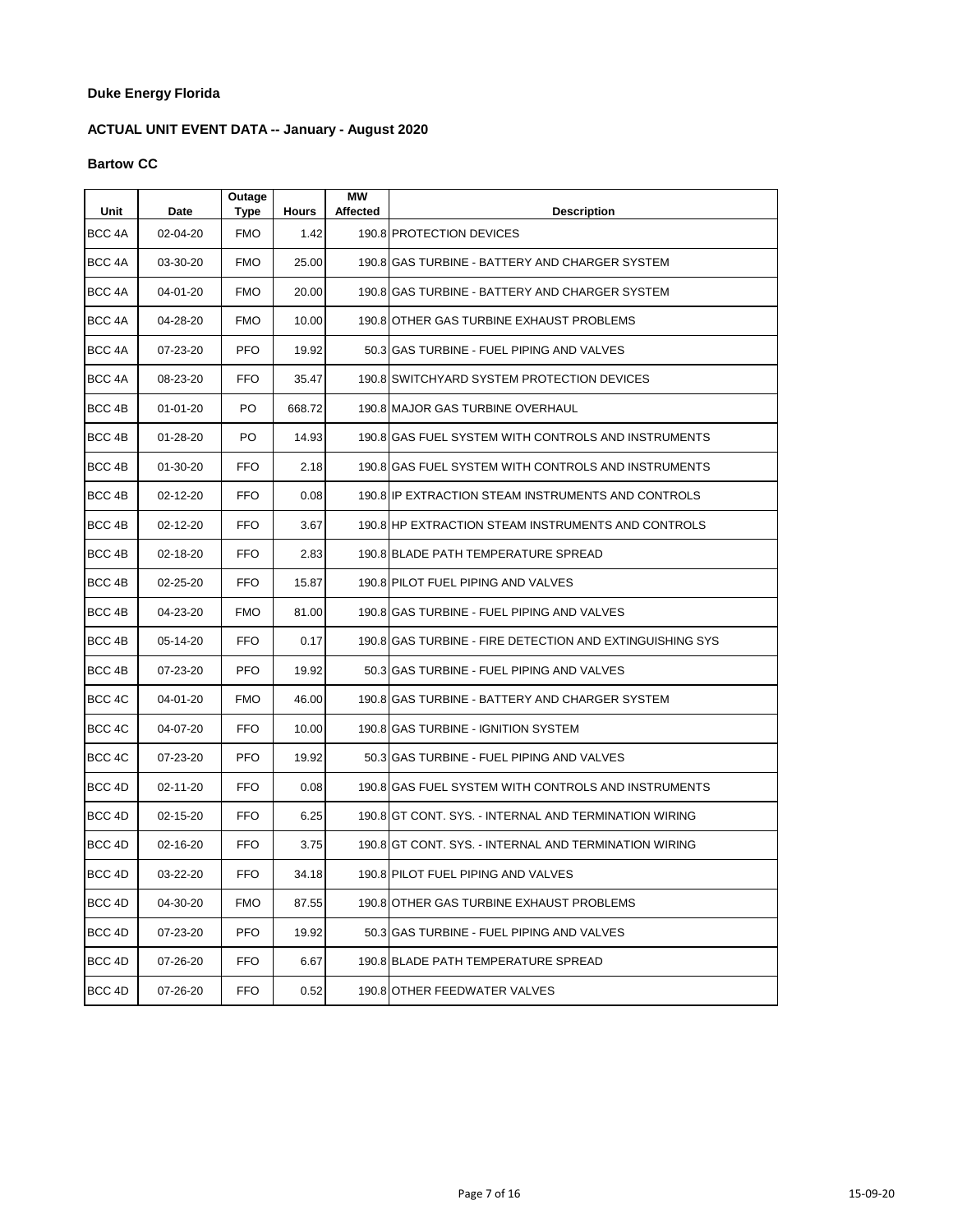**Duke Energy Florida**

**ACTUAL UNIT EVENT DATA -- January - August 2020**

**Bartow CC**

| Unit | Date | Outage Type | Hours | MW Affected | Description |
|---|---|---|---|---|---|
| BCC 4A | 02-04-20 | FMO | 1.42 | 190.8 | PROTECTION DEVICES |
| BCC 4A | 03-30-20 | FMO | 25.00 | 190.8 | GAS TURBINE - BATTERY AND CHARGER SYSTEM |
| BCC 4A | 04-01-20 | FMO | 20.00 | 190.8 | GAS TURBINE - BATTERY AND CHARGER SYSTEM |
| BCC 4A | 04-28-20 | FMO | 10.00 | 190.8 | OTHER GAS TURBINE EXHAUST PROBLEMS |
| BCC 4A | 07-23-20 | PFO | 19.92 | 50.3 | GAS TURBINE - FUEL PIPING AND VALVES |
| BCC 4A | 08-23-20 | FFO | 35.47 | 190.8 | SWITCHYARD SYSTEM PROTECTION DEVICES |
| BCC 4B | 01-01-20 | PO | 668.72 | 190.8 | MAJOR GAS TURBINE OVERHAUL |
| BCC 4B | 01-28-20 | PO | 14.93 | 190.8 | GAS FUEL SYSTEM WITH CONTROLS AND INSTRUMENTS |
| BCC 4B | 01-30-20 | FFO | 2.18 | 190.8 | GAS FUEL SYSTEM WITH CONTROLS AND INSTRUMENTS |
| BCC 4B | 02-12-20 | FFO | 0.08 | 190.8 | IP EXTRACTION STEAM INSTRUMENTS AND CONTROLS |
| BCC 4B | 02-12-20 | FFO | 3.67 | 190.8 | HP EXTRACTION STEAM INSTRUMENTS AND CONTROLS |
| BCC 4B | 02-18-20 | FFO | 2.83 | 190.8 | BLADE PATH TEMPERATURE SPREAD |
| BCC 4B | 02-25-20 | FFO | 15.87 | 190.8 | PILOT FUEL PIPING AND VALVES |
| BCC 4B | 04-23-20 | FMO | 81.00 | 190.8 | GAS TURBINE - FUEL PIPING AND VALVES |
| BCC 4B | 05-14-20 | FFO | 0.17 | 190.8 | GAS TURBINE - FIRE DETECTION AND EXTINGUISHING SYS |
| BCC 4B | 07-23-20 | PFO | 19.92 | 50.3 | GAS TURBINE - FUEL PIPING AND VALVES |
| BCC 4C | 04-01-20 | FMO | 46.00 | 190.8 | GAS TURBINE - BATTERY AND CHARGER SYSTEM |
| BCC 4C | 04-07-20 | FFO | 10.00 | 190.8 | GAS TURBINE - IGNITION SYSTEM |
| BCC 4C | 07-23-20 | PFO | 19.92 | 50.3 | GAS TURBINE - FUEL PIPING AND VALVES |
| BCC 4D | 02-11-20 | FFO | 0.08 | 190.8 | GAS FUEL SYSTEM WITH CONTROLS AND INSTRUMENTS |
| BCC 4D | 02-15-20 | FFO | 6.25 | 190.8 | GT CONT. SYS. - INTERNAL AND TERMINATION WIRING |
| BCC 4D | 02-16-20 | FFO | 3.75 | 190.8 | GT CONT. SYS. - INTERNAL AND TERMINATION WIRING |
| BCC 4D | 03-22-20 | FFO | 34.18 | 190.8 | PILOT FUEL PIPING AND VALVES |
| BCC 4D | 04-30-20 | FMO | 87.55 | 190.8 | OTHER GAS TURBINE EXHAUST PROBLEMS |
| BCC 4D | 07-23-20 | PFO | 19.92 | 50.3 | GAS TURBINE - FUEL PIPING AND VALVES |
| BCC 4D | 07-26-20 | FFO | 6.67 | 190.8 | BLADE PATH TEMPERATURE SPREAD |
| BCC 4D | 07-26-20 | FFO | 0.52 | 190.8 | OTHER FEEDWATER VALVES |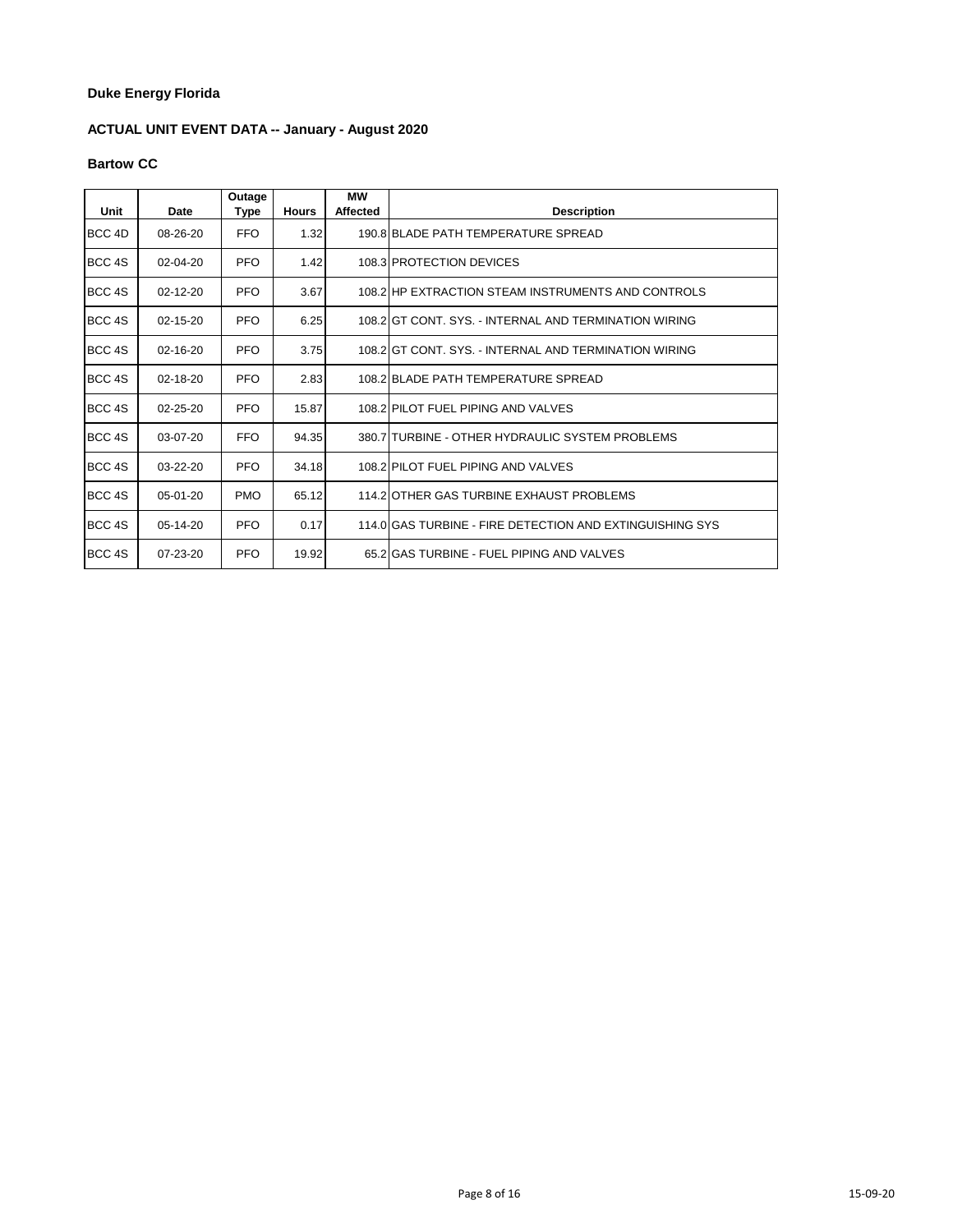**Duke Energy Florida**

**ACTUAL UNIT EVENT DATA -- January - August 2020**

**Bartow CC**

| Unit | Date | Outage Type | Hours | MW Affected | Description |
|---|---|---|---|---|---|
| BCC 4D | 08-26-20 | FFO | 1.32 | 190.8 | BLADE PATH TEMPERATURE SPREAD |
| BCC 4S | 02-04-20 | PFO | 1.42 | 108.3 | PROTECTION DEVICES |
| BCC 4S | 02-12-20 | PFO | 3.67 | 108.2 | HP EXTRACTION STEAM INSTRUMENTS AND CONTROLS |
| BCC 4S | 02-15-20 | PFO | 6.25 | 108.2 | GT CONT. SYS. - INTERNAL AND TERMINATION WIRING |
| BCC 4S | 02-16-20 | PFO | 3.75 | 108.2 | GT CONT. SYS. - INTERNAL AND TERMINATION WIRING |
| BCC 4S | 02-18-20 | PFO | 2.83 | 108.2 | BLADE PATH TEMPERATURE SPREAD |
| BCC 4S | 02-25-20 | PFO | 15.87 | 108.2 | PILOT FUEL PIPING AND VALVES |
| BCC 4S | 03-07-20 | FFO | 94.35 | 380.7 | TURBINE - OTHER HYDRAULIC SYSTEM PROBLEMS |
| BCC 4S | 03-22-20 | PFO | 34.18 | 108.2 | PILOT FUEL PIPING AND VALVES |
| BCC 4S | 05-01-20 | PMO | 65.12 | 114.2 | OTHER GAS TURBINE EXHAUST PROBLEMS |
| BCC 4S | 05-14-20 | PFO | 0.17 | 114.0 | GAS TURBINE - FIRE DETECTION AND EXTINGUISHING SYS |
| BCC 4S | 07-23-20 | PFO | 19.92 | 65.2 | GAS TURBINE - FUEL PIPING AND VALVES |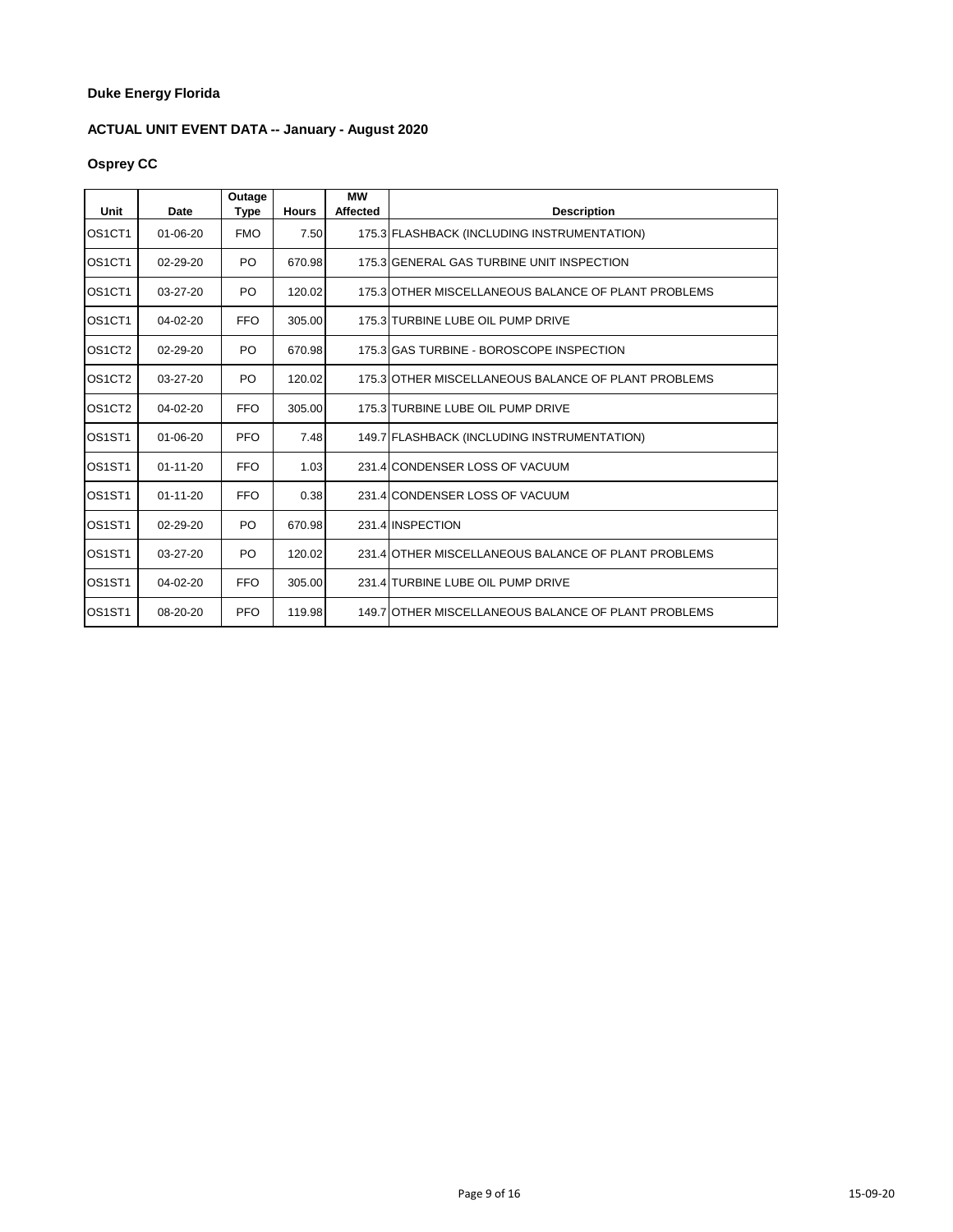**Duke Energy Florida**

**ACTUAL UNIT EVENT DATA -- January - August 2020**

**Osprey CC**

| Unit | Date | Outage Type | Hours | MW Affected | Description |
|---|---|---|---|---|---|
| OS1CT1 | 01-06-20 | FMO | 7.50 | 175.3 | FLASHBACK (INCLUDING INSTRUMENTATION) |
| OS1CT1 | 02-29-20 | PO | 670.98 | 175.3 | GENERAL GAS TURBINE UNIT INSPECTION |
| OS1CT1 | 03-27-20 | PO | 120.02 | 175.3 | OTHER MISCELLANEOUS BALANCE OF PLANT PROBLEMS |
| OS1CT1 | 04-02-20 | FFO | 305.00 | 175.3 | TURBINE LUBE OIL PUMP DRIVE |
| OS1CT2 | 02-29-20 | PO | 670.98 | 175.3 | GAS TURBINE - BOROSCOPE INSPECTION |
| OS1CT2 | 03-27-20 | PO | 120.02 | 175.3 | OTHER MISCELLANEOUS BALANCE OF PLANT PROBLEMS |
| OS1CT2 | 04-02-20 | FFO | 305.00 | 175.3 | TURBINE LUBE OIL PUMP DRIVE |
| OS1ST1 | 01-06-20 | PFO | 7.48 | 149.7 | FLASHBACK (INCLUDING INSTRUMENTATION) |
| OS1ST1 | 01-11-20 | FFO | 1.03 | 231.4 | CONDENSER LOSS OF VACUUM |
| OS1ST1 | 01-11-20 | FFO | 0.38 | 231.4 | CONDENSER LOSS OF VACUUM |
| OS1ST1 | 02-29-20 | PO | 670.98 | 231.4 | INSPECTION |
| OS1ST1 | 03-27-20 | PO | 120.02 | 231.4 | OTHER MISCELLANEOUS BALANCE OF PLANT PROBLEMS |
| OS1ST1 | 04-02-20 | FFO | 305.00 | 231.4 | TURBINE LUBE OIL PUMP DRIVE |
| OS1ST1 | 08-20-20 | PFO | 119.98 | 149.7 | OTHER MISCELLANEOUS BALANCE OF PLANT PROBLEMS |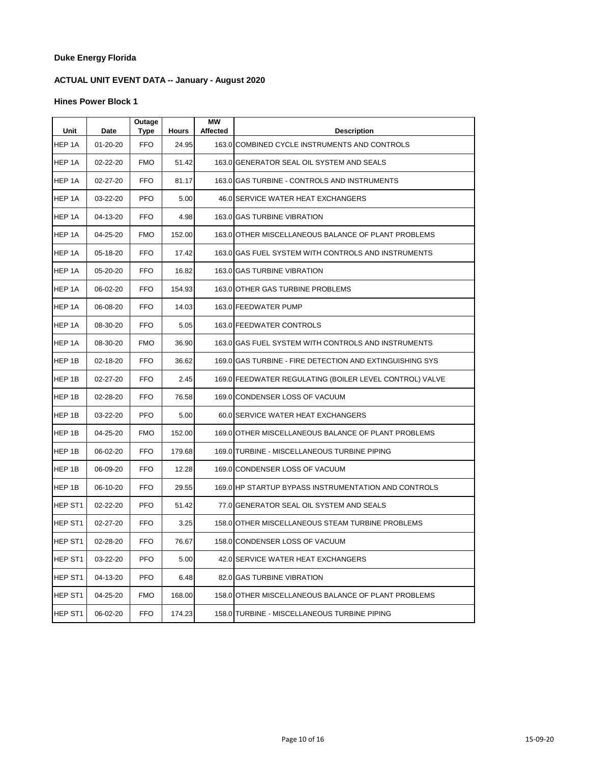**Duke Energy Florida**

**ACTUAL UNIT EVENT DATA -- January - August 2020**

**Hines Power Block 1**

| Unit | Date | Outage Type | Hours | MW Affected | Description |
|---|---|---|---|---|---|
| HEP 1A | 01-20-20 | FFO | 24.95 | 163.0 | COMBINED CYCLE INSTRUMENTS AND CONTROLS |
| HEP 1A | 02-22-20 | FMO | 51.42 | 163.0 | GENERATOR SEAL OIL SYSTEM AND SEALS |
| HEP 1A | 02-27-20 | FFO | 81.17 | 163.0 | GAS TURBINE - CONTROLS AND INSTRUMENTS |
| HEP 1A | 03-22-20 | PFO | 5.00 | 46.0 | SERVICE WATER HEAT EXCHANGERS |
| HEP 1A | 04-13-20 | FFO | 4.98 | 163.0 | GAS TURBINE VIBRATION |
| HEP 1A | 04-25-20 | FMO | 152.00 | 163.0 | OTHER MISCELLANEOUS BALANCE OF PLANT PROBLEMS |
| HEP 1A | 05-18-20 | FFO | 17.42 | 163.0 | GAS FUEL SYSTEM WITH CONTROLS AND INSTRUMENTS |
| HEP 1A | 05-20-20 | FFO | 16.82 | 163.0 | GAS TURBINE VIBRATION |
| HEP 1A | 06-02-20 | FFO | 154.93 | 163.0 | OTHER GAS TURBINE PROBLEMS |
| HEP 1A | 06-08-20 | FFO | 14.03 | 163.0 | FEEDWATER PUMP |
| HEP 1A | 08-30-20 | FFO | 5.05 | 163.0 | FEEDWATER CONTROLS |
| HEP 1A | 08-30-20 | FMO | 36.90 | 163.0 | GAS FUEL SYSTEM WITH CONTROLS AND INSTRUMENTS |
| HEP 1B | 02-18-20 | FFO | 36.62 | 169.0 | GAS TURBINE - FIRE DETECTION AND EXTINGUISHING SYS |
| HEP 1B | 02-27-20 | FFO | 2.45 | 169.0 | FEEDWATER REGULATING (BOILER LEVEL CONTROL) VALVE |
| HEP 1B | 02-28-20 | FFO | 76.58 | 169.0 | CONDENSER LOSS OF VACUUM |
| HEP 1B | 03-22-20 | PFO | 5.00 | 60.0 | SERVICE WATER HEAT EXCHANGERS |
| HEP 1B | 04-25-20 | FMO | 152.00 | 169.0 | OTHER MISCELLANEOUS BALANCE OF PLANT PROBLEMS |
| HEP 1B | 06-02-20 | FFO | 179.68 | 169.0 | TURBINE - MISCELLANEOUS TURBINE PIPING |
| HEP 1B | 06-09-20 | FFO | 12.28 | 169.0 | CONDENSER LOSS OF VACUUM |
| HEP 1B | 06-10-20 | FFO | 29.55 | 169.0 | HP STARTUP BYPASS INSTRUMENTATION AND CONTROLS |
| HEP ST1 | 02-22-20 | PFO | 51.42 | 77.0 | GENERATOR SEAL OIL SYSTEM AND SEALS |
| HEP ST1 | 02-27-20 | FFO | 3.25 | 158.0 | OTHER MISCELLANEOUS STEAM TURBINE PROBLEMS |
| HEP ST1 | 02-28-20 | FFO | 76.67 | 158.0 | CONDENSER LOSS OF VACUUM |
| HEP ST1 | 03-22-20 | PFO | 5.00 | 42.0 | SERVICE WATER HEAT EXCHANGERS |
| HEP ST1 | 04-13-20 | PFO | 6.48 | 82.0 | GAS TURBINE VIBRATION |
| HEP ST1 | 04-25-20 | FMO | 168.00 | 158.0 | OTHER MISCELLANEOUS BALANCE OF PLANT PROBLEMS |
| HEP ST1 | 06-02-20 | FFO | 174.23 | 158.0 | TURBINE - MISCELLANEOUS TURBINE PIPING |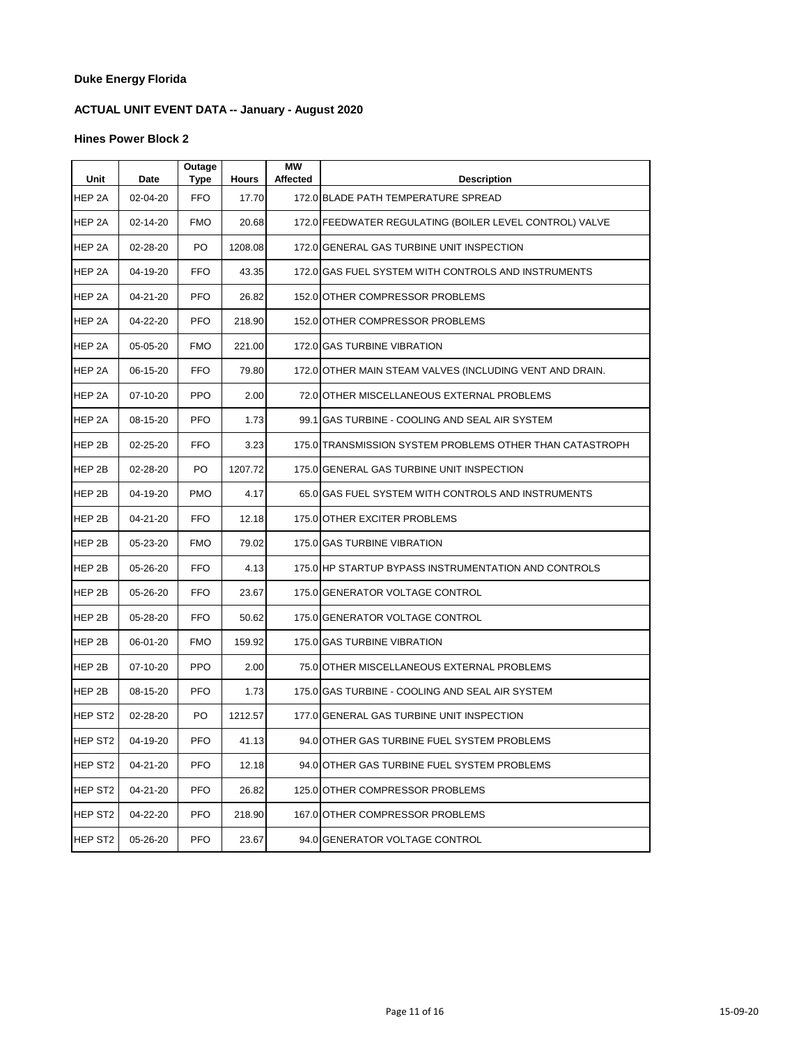**Duke Energy Florida**

**ACTUAL UNIT EVENT DATA -- January - August 2020**

**Hines Power Block 2**

| Unit | Date | Outage Type | Hours | MW Affected | Description |
|---|---|---|---|---|---|
| HEP 2A | 02-04-20 | FFO | 17.70 | 172.0 | BLADE PATH TEMPERATURE SPREAD |
| HEP 2A | 02-14-20 | FMO | 20.68 | 172.0 | FEEDWATER REGULATING (BOILER LEVEL CONTROL) VALVE |
| HEP 2A | 02-28-20 | PO | 1208.08 | 172.0 | GENERAL GAS TURBINE UNIT INSPECTION |
| HEP 2A | 04-19-20 | FFO | 43.35 | 172.0 | GAS FUEL SYSTEM WITH CONTROLS AND INSTRUMENTS |
| HEP 2A | 04-21-20 | PFO | 26.82 | 152.0 | OTHER COMPRESSOR PROBLEMS |
| HEP 2A | 04-22-20 | PFO | 218.90 | 152.0 | OTHER COMPRESSOR PROBLEMS |
| HEP 2A | 05-05-20 | FMO | 221.00 | 172.0 | GAS TURBINE VIBRATION |
| HEP 2A | 06-15-20 | FFO | 79.80 | 172.0 | OTHER MAIN STEAM VALVES (INCLUDING VENT AND DRAIN. |
| HEP 2A | 07-10-20 | PPO | 2.00 | 72.0 | OTHER MISCELLANEOUS EXTERNAL PROBLEMS |
| HEP 2A | 08-15-20 | PFO | 1.73 | 99.1 | GAS TURBINE - COOLING AND SEAL AIR SYSTEM |
| HEP 2B | 02-25-20 | FFO | 3.23 | 175.0 | TRANSMISSION SYSTEM PROBLEMS OTHER THAN CATASTROPH |
| HEP 2B | 02-28-20 | PO | 1207.72 | 175.0 | GENERAL GAS TURBINE UNIT INSPECTION |
| HEP 2B | 04-19-20 | PMO | 4.17 | 65.0 | GAS FUEL SYSTEM WITH CONTROLS AND INSTRUMENTS |
| HEP 2B | 04-21-20 | FFO | 12.18 | 175.0 | OTHER EXCITER PROBLEMS |
| HEP 2B | 05-23-20 | FMO | 79.02 | 175.0 | GAS TURBINE VIBRATION |
| HEP 2B | 05-26-20 | FFO | 4.13 | 175.0 | HP STARTUP BYPASS INSTRUMENTATION AND CONTROLS |
| HEP 2B | 05-26-20 | FFO | 23.67 | 175.0 | GENERATOR VOLTAGE CONTROL |
| HEP 2B | 05-28-20 | FFO | 50.62 | 175.0 | GENERATOR VOLTAGE CONTROL |
| HEP 2B | 06-01-20 | FMO | 159.92 | 175.0 | GAS TURBINE VIBRATION |
| HEP 2B | 07-10-20 | PPO | 2.00 | 75.0 | OTHER MISCELLANEOUS EXTERNAL PROBLEMS |
| HEP 2B | 08-15-20 | PFO | 1.73 | 175.0 | GAS TURBINE - COOLING AND SEAL AIR SYSTEM |
| HEP ST2 | 02-28-20 | PO | 1212.57 | 177.0 | GENERAL GAS TURBINE UNIT INSPECTION |
| HEP ST2 | 04-19-20 | PFO | 41.13 | 94.0 | OTHER GAS TURBINE FUEL SYSTEM PROBLEMS |
| HEP ST2 | 04-21-20 | PFO | 12.18 | 94.0 | OTHER GAS TURBINE FUEL SYSTEM PROBLEMS |
| HEP ST2 | 04-21-20 | PFO | 26.82 | 125.0 | OTHER COMPRESSOR PROBLEMS |
| HEP ST2 | 04-22-20 | PFO | 218.90 | 167.0 | OTHER COMPRESSOR PROBLEMS |
| HEP ST2 | 05-26-20 | PFO | 23.67 | 94.0 | GENERATOR VOLTAGE CONTROL |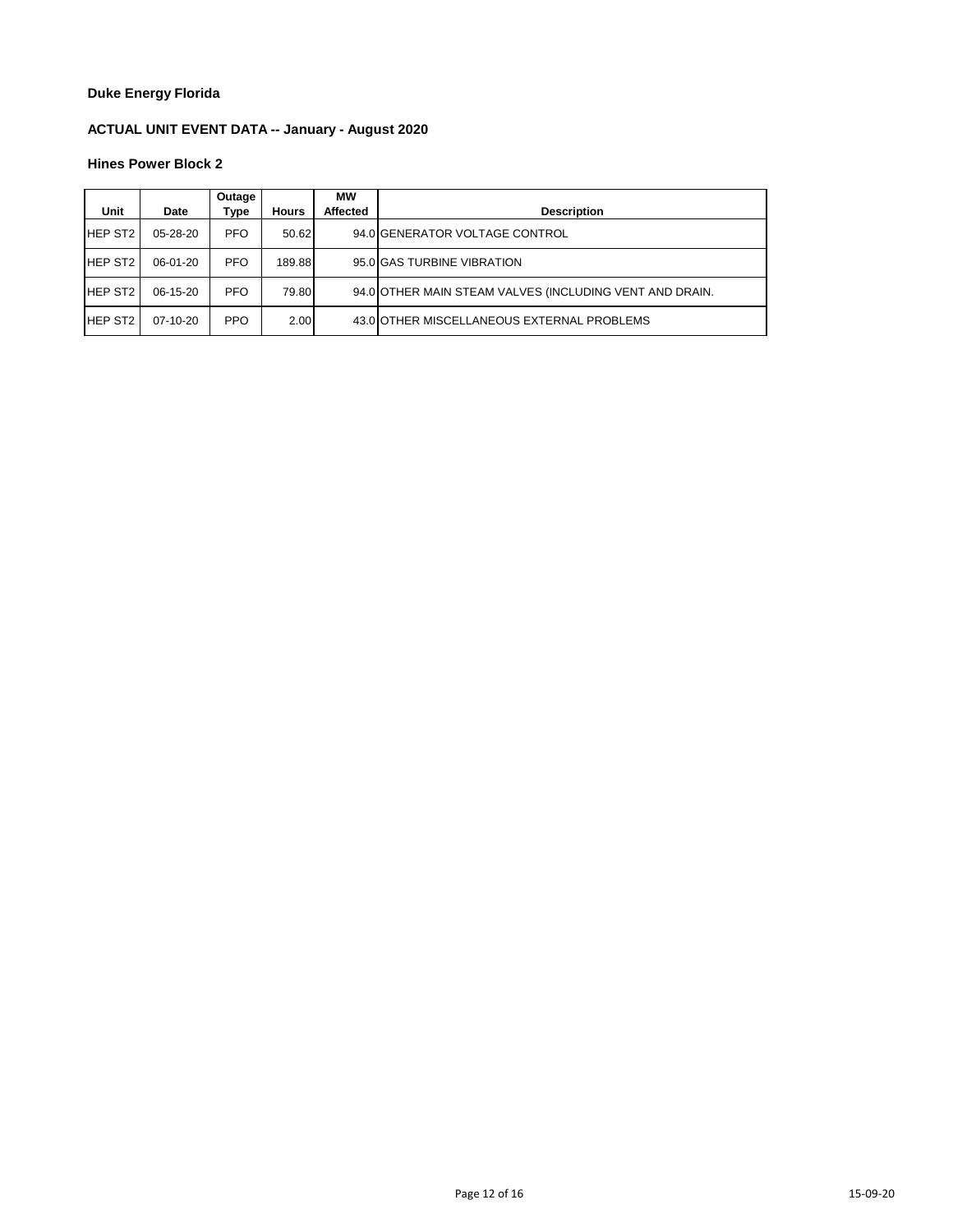**Duke Energy Florida**

**ACTUAL UNIT EVENT DATA -- January - August 2020**

**Hines Power Block 2**

| Unit | Date | Outage Type | Hours | MW Affected | Description |
|---|---|---|---|---|---|
| HEP ST2 | 05-28-20 | PFO | 50.62 | 94.0 | GENERATOR VOLTAGE CONTROL |
| HEP ST2 | 06-01-20 | PFO | 189.88 | 95.0 | GAS TURBINE VIBRATION |
| HEP ST2 | 06-15-20 | PFO | 79.80 | 94.0 | OTHER MAIN STEAM VALVES (INCLUDING VENT AND DRAIN. |
| HEP ST2 | 07-10-20 | PPO | 2.00 | 43.0 | OTHER MISCELLANEOUS EXTERNAL PROBLEMS |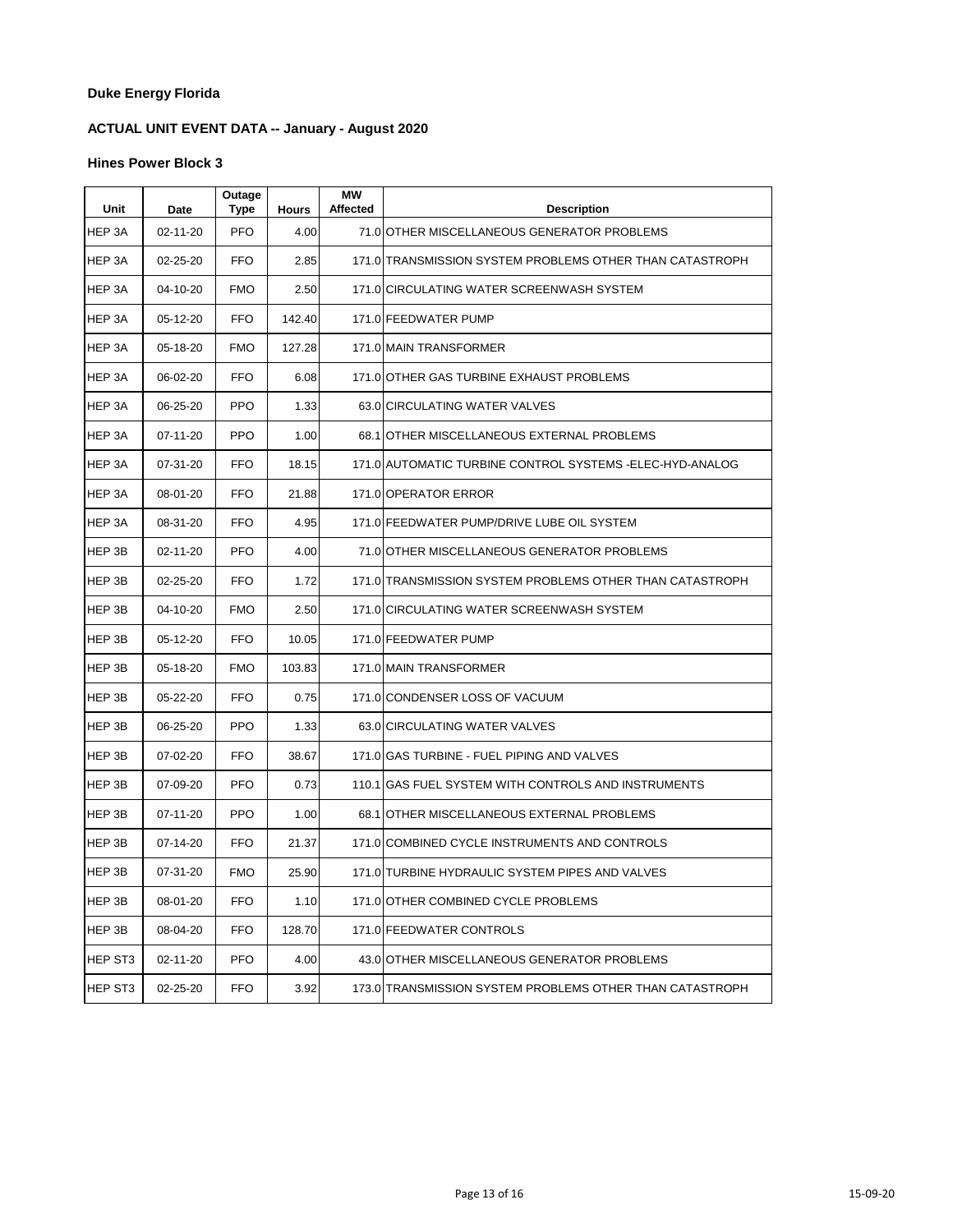**Duke Energy Florida**

**ACTUAL UNIT EVENT DATA -- January - August 2020**

**Hines Power Block 3**

| Unit | Date | Outage Type | Hours | MW Affected | Description |
|---|---|---|---|---|---|
| HEP 3A | 02-11-20 | PFO | 4.00 | 71.0 | OTHER MISCELLANEOUS GENERATOR PROBLEMS |
| HEP 3A | 02-25-20 | FFO | 2.85 | 171.0 | TRANSMISSION SYSTEM PROBLEMS OTHER THAN CATASTROPH |
| HEP 3A | 04-10-20 | FMO | 2.50 | 171.0 | CIRCULATING WATER SCREENWASH SYSTEM |
| HEP 3A | 05-12-20 | FFO | 142.40 | 171.0 | FEEDWATER PUMP |
| HEP 3A | 05-18-20 | FMO | 127.28 | 171.0 | MAIN TRANSFORMER |
| HEP 3A | 06-02-20 | FFO | 6.08 | 171.0 | OTHER GAS TURBINE EXHAUST PROBLEMS |
| HEP 3A | 06-25-20 | PPO | 1.33 | 63.0 | CIRCULATING WATER VALVES |
| HEP 3A | 07-11-20 | PPO | 1.00 | 68.1 | OTHER MISCELLANEOUS EXTERNAL PROBLEMS |
| HEP 3A | 07-31-20 | FFO | 18.15 | 171.0 | AUTOMATIC TURBINE CONTROL SYSTEMS -ELEC-HYD-ANALOG |
| HEP 3A | 08-01-20 | FFO | 21.88 | 171.0 | OPERATOR ERROR |
| HEP 3A | 08-31-20 | FFO | 4.95 | 171.0 | FEEDWATER PUMP/DRIVE LUBE OIL SYSTEM |
| HEP 3B | 02-11-20 | PFO | 4.00 | 71.0 | OTHER MISCELLANEOUS GENERATOR PROBLEMS |
| HEP 3B | 02-25-20 | FFO | 1.72 | 171.0 | TRANSMISSION SYSTEM PROBLEMS OTHER THAN CATASTROPH |
| HEP 3B | 04-10-20 | FMO | 2.50 | 171.0 | CIRCULATING WATER SCREENWASH SYSTEM |
| HEP 3B | 05-12-20 | FFO | 10.05 | 171.0 | FEEDWATER PUMP |
| HEP 3B | 05-18-20 | FMO | 103.83 | 171.0 | MAIN TRANSFORMER |
| HEP 3B | 05-22-20 | FFO | 0.75 | 171.0 | CONDENSER LOSS OF VACUUM |
| HEP 3B | 06-25-20 | PPO | 1.33 | 63.0 | CIRCULATING WATER VALVES |
| HEP 3B | 07-02-20 | FFO | 38.67 | 171.0 | GAS TURBINE - FUEL PIPING AND VALVES |
| HEP 3B | 07-09-20 | PFO | 0.73 | 110.1 | GAS FUEL SYSTEM WITH CONTROLS AND INSTRUMENTS |
| HEP 3B | 07-11-20 | PPO | 1.00 | 68.1 | OTHER MISCELLANEOUS EXTERNAL PROBLEMS |
| HEP 3B | 07-14-20 | FFO | 21.37 | 171.0 | COMBINED CYCLE INSTRUMENTS AND CONTROLS |
| HEP 3B | 07-31-20 | FMO | 25.90 | 171.0 | TURBINE HYDRAULIC SYSTEM PIPES AND VALVES |
| HEP 3B | 08-01-20 | FFO | 1.10 | 171.0 | OTHER COMBINED CYCLE PROBLEMS |
| HEP 3B | 08-04-20 | FFO | 128.70 | 171.0 | FEEDWATER CONTROLS |
| HEP ST3 | 02-11-20 | PFO | 4.00 | 43.0 | OTHER MISCELLANEOUS GENERATOR PROBLEMS |
| HEP ST3 | 02-25-20 | FFO | 3.92 | 173.0 | TRANSMISSION SYSTEM PROBLEMS OTHER THAN CATASTROPH |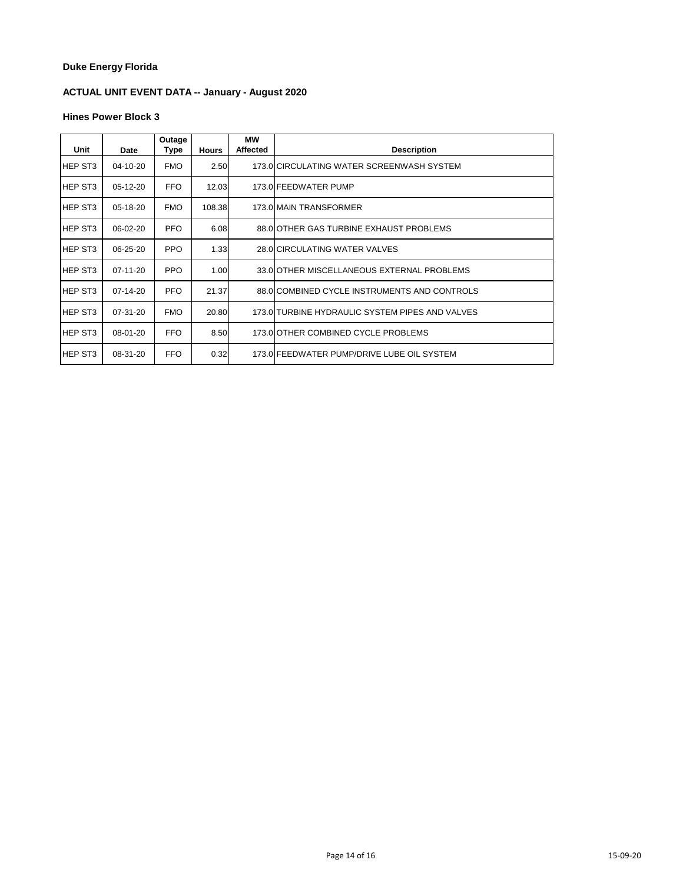**Duke Energy Florida**

**ACTUAL UNIT EVENT DATA -- January - August 2020**

**Hines Power Block 3**

| Unit | Date | Outage Type | Hours | MW Affected | Description |
|---|---|---|---|---|---|
| HEP ST3 | 04-10-20 | FMO | 2.50 | 173.0 | CIRCULATING WATER SCREENWASH SYSTEM |
| HEP ST3 | 05-12-20 | FFO | 12.03 | 173.0 | FEEDWATER PUMP |
| HEP ST3 | 05-18-20 | FMO | 108.38 | 173.0 | MAIN TRANSFORMER |
| HEP ST3 | 06-02-20 | PFO | 6.08 | 88.0 | OTHER GAS TURBINE EXHAUST PROBLEMS |
| HEP ST3 | 06-25-20 | PPO | 1.33 | 28.0 | CIRCULATING WATER VALVES |
| HEP ST3 | 07-11-20 | PPO | 1.00 | 33.0 | OTHER MISCELLANEOUS EXTERNAL PROBLEMS |
| HEP ST3 | 07-14-20 | PFO | 21.37 | 88.0 | COMBINED CYCLE INSTRUMENTS AND CONTROLS |
| HEP ST3 | 07-31-20 | FMO | 20.80 | 173.0 | TURBINE HYDRAULIC SYSTEM PIPES AND VALVES |
| HEP ST3 | 08-01-20 | FFO | 8.50 | 173.0 | OTHER COMBINED CYCLE PROBLEMS |
| HEP ST3 | 08-31-20 | FFO | 0.32 | 173.0 | FEEDWATER PUMP/DRIVE LUBE OIL SYSTEM |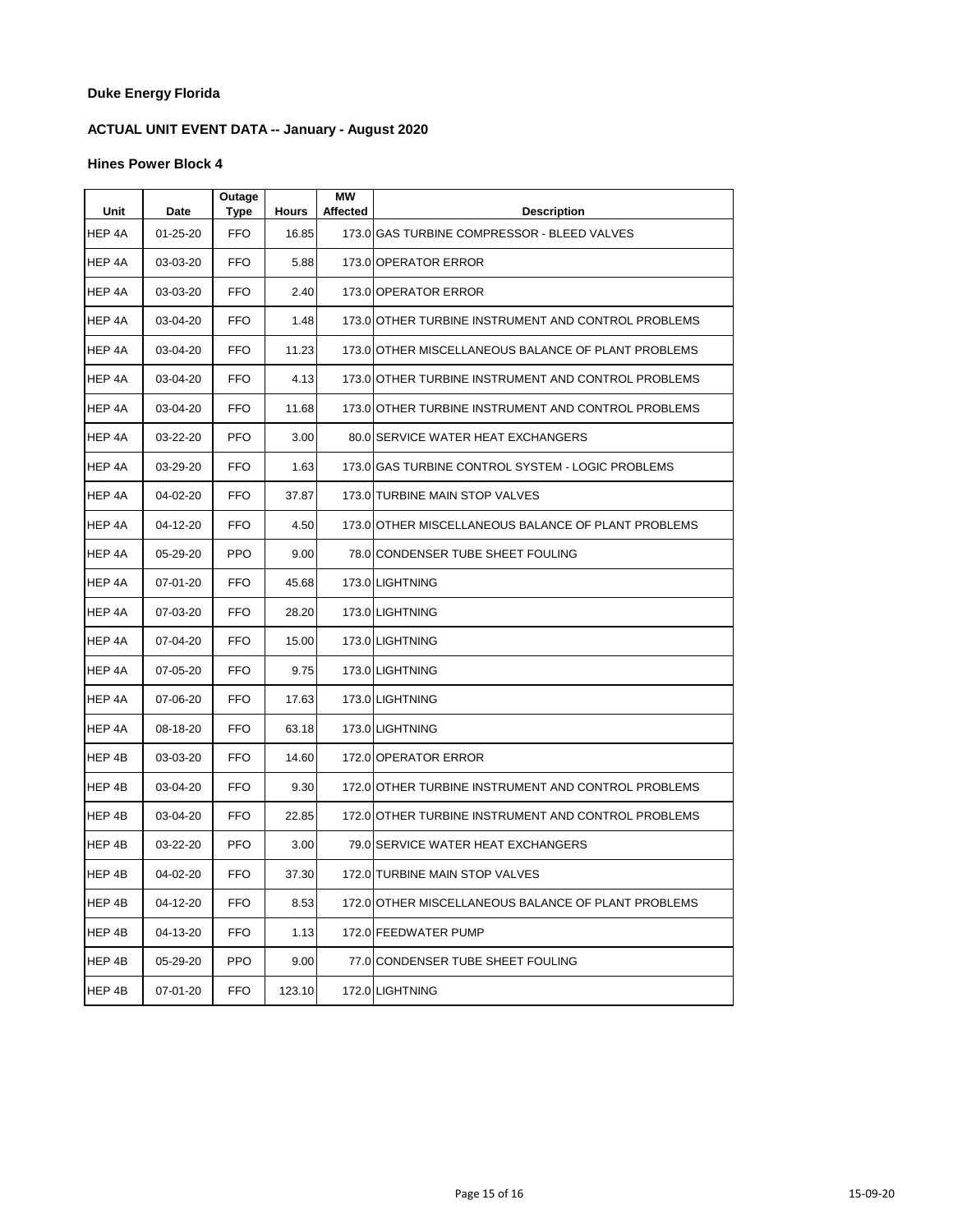**Duke Energy Florida**

**ACTUAL UNIT EVENT DATA -- January - August 2020**

**Hines Power Block 4**

| Unit | Date | Outage Type | Hours | MW Affected | Description |
|---|---|---|---|---|---|
| HEP 4A | 01-25-20 | FFO | 16.85 | 173.0 | GAS TURBINE COMPRESSOR - BLEED VALVES |
| HEP 4A | 03-03-20 | FFO | 5.88 | 173.0 | OPERATOR ERROR |
| HEP 4A | 03-03-20 | FFO | 2.40 | 173.0 | OPERATOR ERROR |
| HEP 4A | 03-04-20 | FFO | 1.48 | 173.0 | OTHER TURBINE INSTRUMENT AND CONTROL PROBLEMS |
| HEP 4A | 03-04-20 | FFO | 11.23 | 173.0 | OTHER MISCELLANEOUS BALANCE OF PLANT PROBLEMS |
| HEP 4A | 03-04-20 | FFO | 4.13 | 173.0 | OTHER TURBINE INSTRUMENT AND CONTROL PROBLEMS |
| HEP 4A | 03-04-20 | FFO | 11.68 | 173.0 | OTHER TURBINE INSTRUMENT AND CONTROL PROBLEMS |
| HEP 4A | 03-22-20 | PFO | 3.00 | 80.0 | SERVICE WATER HEAT EXCHANGERS |
| HEP 4A | 03-29-20 | FFO | 1.63 | 173.0 | GAS TURBINE CONTROL SYSTEM - LOGIC PROBLEMS |
| HEP 4A | 04-02-20 | FFO | 37.87 | 173.0 | TURBINE MAIN STOP VALVES |
| HEP 4A | 04-12-20 | FFO | 4.50 | 173.0 | OTHER MISCELLANEOUS BALANCE OF PLANT PROBLEMS |
| HEP 4A | 05-29-20 | PPO | 9.00 | 78.0 | CONDENSER TUBE SHEET FOULING |
| HEP 4A | 07-01-20 | FFO | 45.68 | 173.0 | LIGHTNING |
| HEP 4A | 07-03-20 | FFO | 28.20 | 173.0 | LIGHTNING |
| HEP 4A | 07-04-20 | FFO | 15.00 | 173.0 | LIGHTNING |
| HEP 4A | 07-05-20 | FFO | 9.75 | 173.0 | LIGHTNING |
| HEP 4A | 07-06-20 | FFO | 17.63 | 173.0 | LIGHTNING |
| HEP 4A | 08-18-20 | FFO | 63.18 | 173.0 | LIGHTNING |
| HEP 4B | 03-03-20 | FFO | 14.60 | 172.0 | OPERATOR ERROR |
| HEP 4B | 03-04-20 | FFO | 9.30 | 172.0 | OTHER TURBINE INSTRUMENT AND CONTROL PROBLEMS |
| HEP 4B | 03-04-20 | FFO | 22.85 | 172.0 | OTHER TURBINE INSTRUMENT AND CONTROL PROBLEMS |
| HEP 4B | 03-22-20 | PFO | 3.00 | 79.0 | SERVICE WATER HEAT EXCHANGERS |
| HEP 4B | 04-02-20 | FFO | 37.30 | 172.0 | TURBINE MAIN STOP VALVES |
| HEP 4B | 04-12-20 | FFO | 8.53 | 172.0 | OTHER MISCELLANEOUS BALANCE OF PLANT PROBLEMS |
| HEP 4B | 04-13-20 | FFO | 1.13 | 172.0 | FEEDWATER PUMP |
| HEP 4B | 05-29-20 | PPO | 9.00 | 77.0 | CONDENSER TUBE SHEET FOULING |
| HEP 4B | 07-01-20 | FFO | 123.10 | 172.0 | LIGHTNING |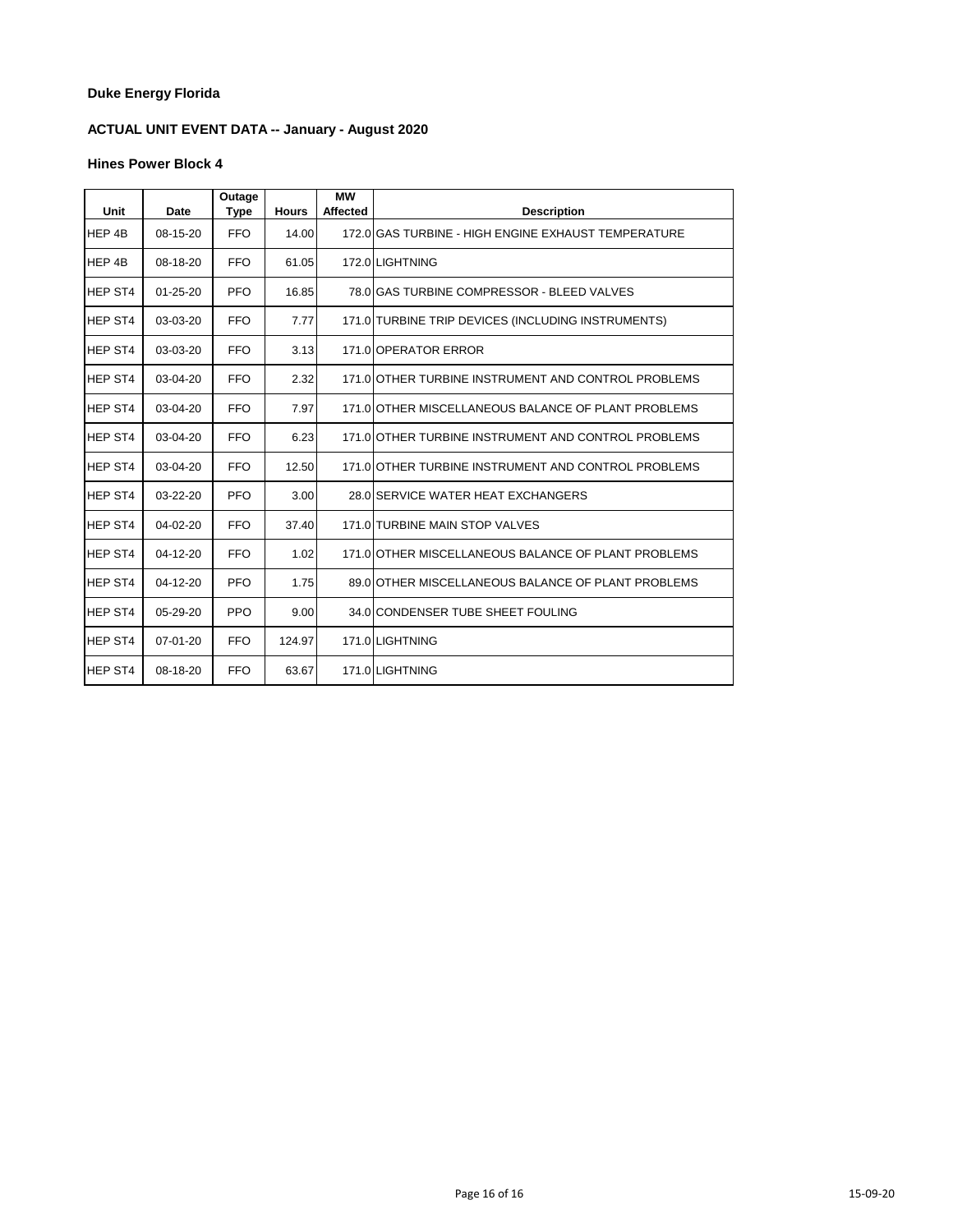**Duke Energy Florida**

**ACTUAL UNIT EVENT DATA -- January - August 2020**

**Hines Power Block 4**

| Unit | Date | Outage Type | Hours | MW Affected | Description |
|---|---|---|---|---|---|
| HEP 4B | 08-15-20 | FFO | 14.00 | 172.0 | GAS TURBINE - HIGH ENGINE EXHAUST TEMPERATURE |
| HEP 4B | 08-18-20 | FFO | 61.05 | 172.0 | LIGHTNING |
| HEP ST4 | 01-25-20 | PFO | 16.85 | 78.0 | GAS TURBINE COMPRESSOR - BLEED VALVES |
| HEP ST4 | 03-03-20 | FFO | 7.77 | 171.0 | TURBINE TRIP DEVICES (INCLUDING INSTRUMENTS) |
| HEP ST4 | 03-03-20 | FFO | 3.13 | 171.0 | OPERATOR ERROR |
| HEP ST4 | 03-04-20 | FFO | 2.32 | 171.0 | OTHER TURBINE INSTRUMENT AND CONTROL PROBLEMS |
| HEP ST4 | 03-04-20 | FFO | 7.97 | 171.0 | OTHER MISCELLANEOUS BALANCE OF PLANT PROBLEMS |
| HEP ST4 | 03-04-20 | FFO | 6.23 | 171.0 | OTHER TURBINE INSTRUMENT AND CONTROL PROBLEMS |
| HEP ST4 | 03-04-20 | FFO | 12.50 | 171.0 | OTHER TURBINE INSTRUMENT AND CONTROL PROBLEMS |
| HEP ST4 | 03-22-20 | PFO | 3.00 | 28.0 | SERVICE WATER HEAT EXCHANGERS |
| HEP ST4 | 04-02-20 | FFO | 37.40 | 171.0 | TURBINE MAIN STOP VALVES |
| HEP ST4 | 04-12-20 | FFO | 1.02 | 171.0 | OTHER MISCELLANEOUS BALANCE OF PLANT PROBLEMS |
| HEP ST4 | 04-12-20 | PFO | 1.75 | 89.0 | OTHER MISCELLANEOUS BALANCE OF PLANT PROBLEMS |
| HEP ST4 | 05-29-20 | PPO | 9.00 | 34.0 | CONDENSER TUBE SHEET FOULING |
| HEP ST4 | 07-01-20 | FFO | 124.97 | 171.0 | LIGHTNING |
| HEP ST4 | 08-18-20 | FFO | 63.67 | 171.0 | LIGHTNING |